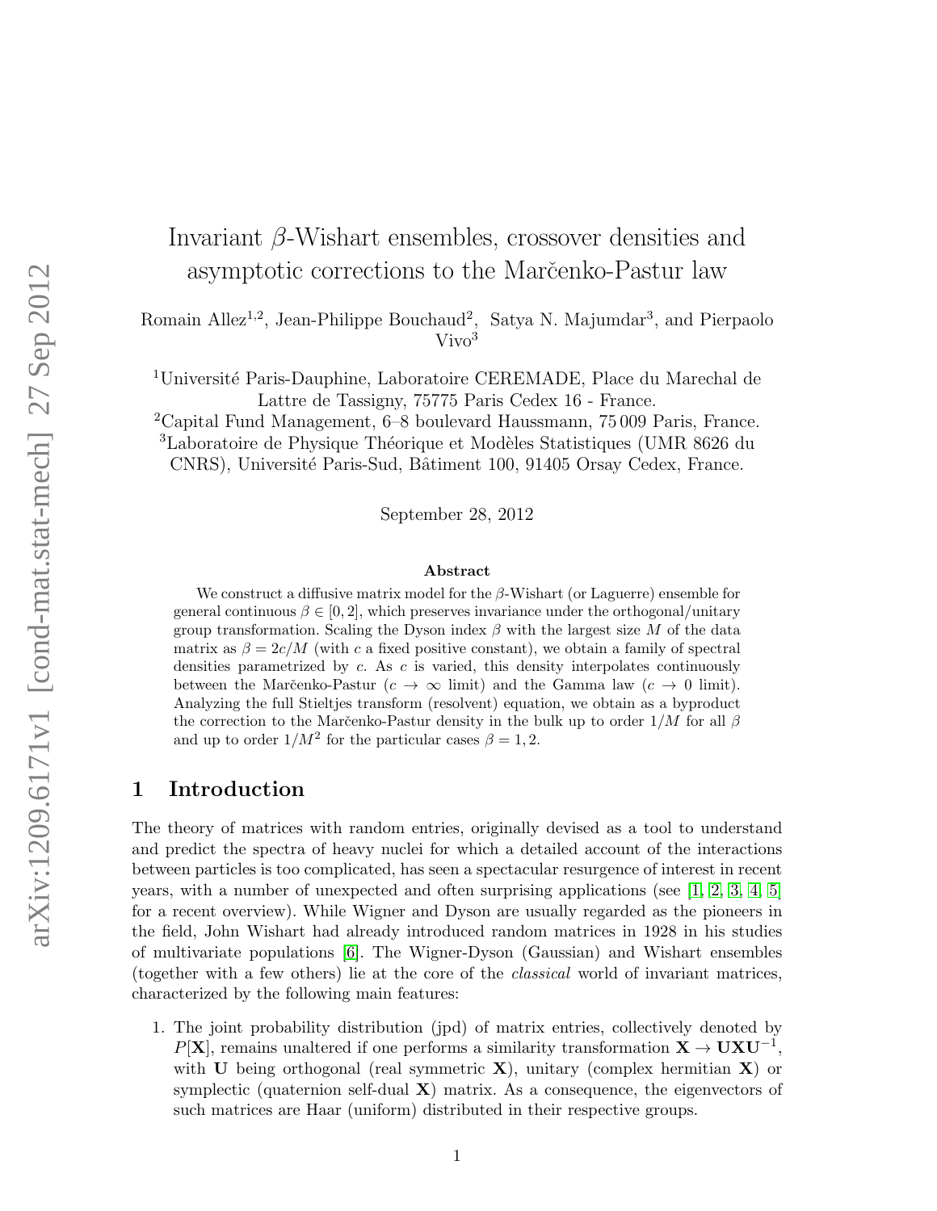# Invariant $\beta$-Wishart ensembles, crossover densities and asymptotic corrections to the Marčenko-Pastur law

Romain Allez[1,2], Jean-Philippe Bouchaud[2], Satya N. Majumdar[3], and Pierpaolo Vivo[3]

[1]Université Paris-Dauphine, Laboratoire CEREMADE, Place du Marechal de Lattre de Tassigny, 75775 Paris Cedex 16 - France.
[2]Capital Fund Management, 6–8 boulevard Haussmann, 75 009 Paris, France.
[3]Laboratoire de Physique Théorique et Modèles Statistiques (UMR 8626 du CNRS), Université Paris-Sud, Bâtiment 100, 91405 Orsay Cedex, France.

September 28, 2012

### Abstract

We construct a diffusive matrix model for the $\beta$-Wishart (or Laguerre) ensemble for general continuous $\beta \in [0, 2]$, which preserves invariance under the orthogonal/unitary group transformation. Scaling the Dyson index $\beta$ with the largest size $M$ of the data matrix as $\beta = 2c/M$ (with $c$ a fixed positive constant), we obtain a family of spectral densities parametrized by $c$. As $c$ is varied, this density interpolates continuously between the Marčenko-Pastur ($c \to \infty$ limit) and the Gamma law ($c \to 0$ limit). Analyzing the full Stieltjes transform (resolvent) equation, we obtain as a byproduct the correction to the Marčenko-Pastur density in the bulk up to order $1/M$ for all $\beta$ and up to order $1/M^2$ for the particular cases $\beta = 1, 2$.

## 1 Introduction

The theory of matrices with random entries, originally devised as a tool to understand and predict the spectra of heavy nuclei for which a detailed account of the interactions between particles is too complicated, has seen a spectacular resurgence of interest in recent years, with a number of unexpected and often surprising applications (see [1, 2, 3, 4, 5] for a recent overview). While Wigner and Dyson are usually regarded as the pioneers in the field, John Wishart had already introduced random matrices in 1928 in his studies of multivariate populations [6]. The Wigner-Dyson (Gaussian) and Wishart ensembles (together with a few others) lie at the core of the *classical* world of invariant matrices, characterized by the following main features:

1. The joint probability distribution (jpd) of matrix entries, collectively denoted by $P[\mathbf{X}]$, remains unaltered if one performs a similarity transformation $\mathbf{X} \to \mathbf{U}\mathbf{X}\mathbf{U}^{-1}$, with $\mathbf{U}$ being orthogonal (real symmetric $\mathbf{X}$), unitary (complex hermitian $\mathbf{X}$) or symplectic (quaternion self-dual $\mathbf{X}$) matrix. As a consequence, the eigenvectors of such matrices are Haar (uniform) distributed in their respective groups.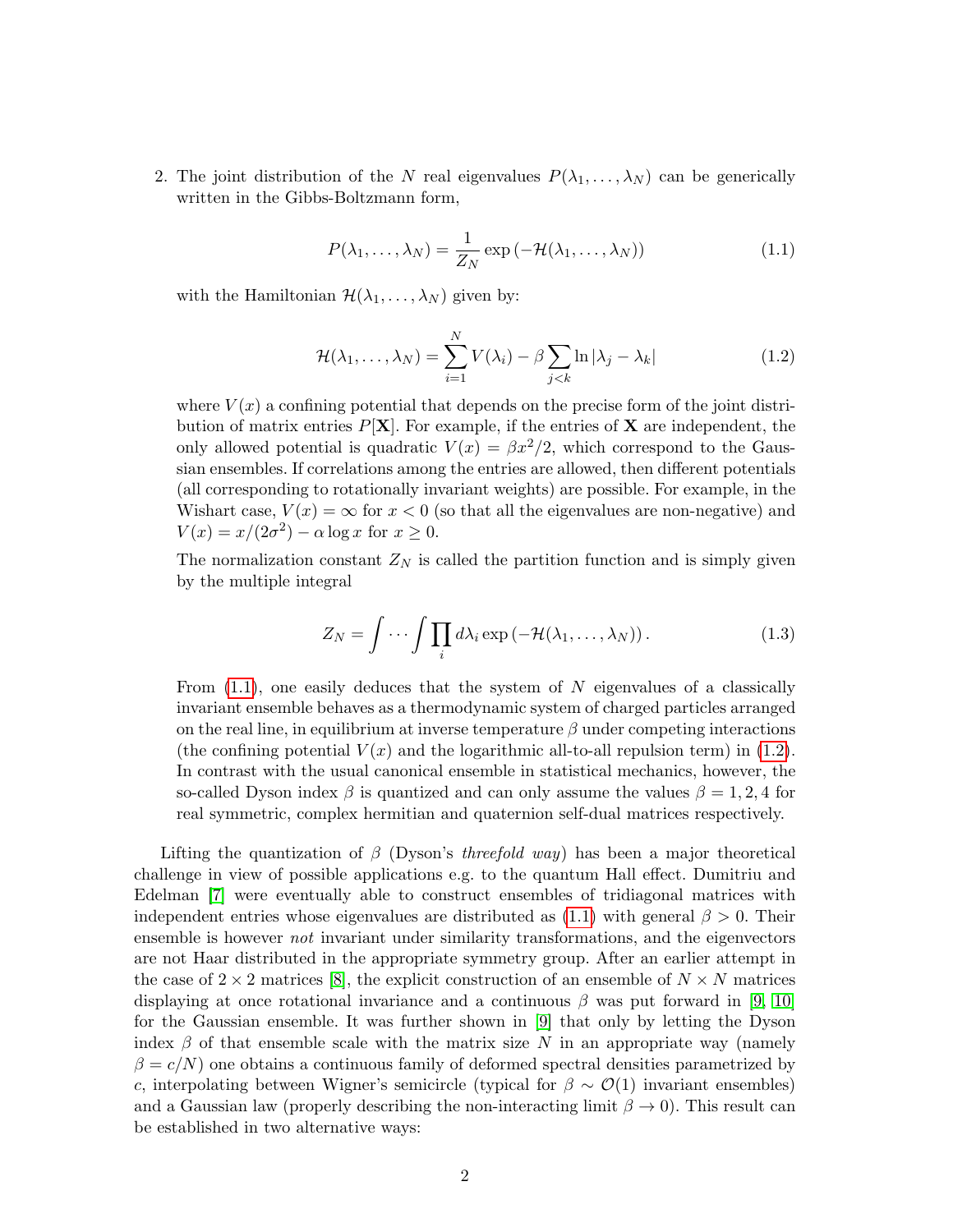2. The joint distribution of the $N$ real eigenvalues $P(\lambda_1, \ldots, \lambda_N)$ can be generically written in the Gibbs-Boltzmann form,

   $$P(\lambda_1, \ldots, \lambda_N) = \frac{1}{Z_N} \exp\left(-\mathcal{H}(\lambda_1, \ldots, \lambda_N)\right) \tag{1.1}$$

   with the Hamiltonian $\mathcal{H}(\lambda_1, \ldots, \lambda_N)$ given by:

   $$\mathcal{H}(\lambda_1, \ldots, \lambda_N) = \sum_{i=1}^{N} V(\lambda_i) - \beta \sum_{j<k} \ln|\lambda_j - \lambda_k| \tag{1.2}$$

   where $V(x)$ a confining potential that depends on the precise form of the joint distribution of matrix entries $P[\mathbf{X}]$. For example, if the entries of $\mathbf{X}$ are independent, the only allowed potential is quadratic $V(x) = \beta x^2/2$, which correspond to the Gaussian ensembles. If correlations among the entries are allowed, then different potentials (all corresponding to rotationally invariant weights) are possible. For example, in the Wishart case, $V(x) = \infty$ for $x < 0$ (so that all the eigenvalues are non-negative) and $V(x) = x/(2\sigma^2) - \alpha \log x$ for $x \geq 0$.

   The normalization constant $Z_N$ is called the partition function and is simply given by the multiple integral

   $$Z_N = \int \cdots \int \prod_i d\lambda_i \exp\left(-\mathcal{H}(\lambda_1, \ldots, \lambda_N)\right). \tag{1.3}$$

   From (1.1), one easily deduces that the system of $N$ eigenvalues of a classically invariant ensemble behaves as a thermodynamic system of charged particles arranged on the real line, in equilibrium at inverse temperature $\beta$ under competing interactions (the confining potential $V(x)$ and the logarithmic all-to-all repulsion term) in (1.2). In contrast with the usual canonical ensemble in statistical mechanics, however, the so-called Dyson index $\beta$ is quantized and can only assume the values $\beta = 1, 2, 4$ for real symmetric, complex hermitian and quaternion self-dual matrices respectively.

Lifting the quantization of $\beta$ (Dyson's *threefold way*) has been a major theoretical challenge in view of possible applications e.g. to the quantum Hall effect. Dumitriu and Edelman [7] were eventually able to construct ensembles of tridiagonal matrices with independent entries whose eigenvalues are distributed as (1.1) with general $\beta > 0$. Their ensemble is however *not* invariant under similarity transformations, and the eigenvectors are not Haar distributed in the appropriate symmetry group. After an earlier attempt in the case of $2 \times 2$ matrices [8], the explicit construction of an ensemble of $N \times N$ matrices displaying at once rotational invariance and a continuous $\beta$ was put forward in [9, 10] for the Gaussian ensemble. It was further shown in [9] that only by letting the Dyson index $\beta$ of that ensemble scale with the matrix size $N$ in an appropriate way (namely $\beta = c/N$) one obtains a continuous family of deformed spectral densities parametrized by $c$, interpolating between Wigner's semicircle (typical for $\beta \sim \mathcal{O}(1)$ invariant ensembles) and a Gaussian law (properly describing the non-interacting limit $\beta \to 0$). This result can be established in two alternative ways: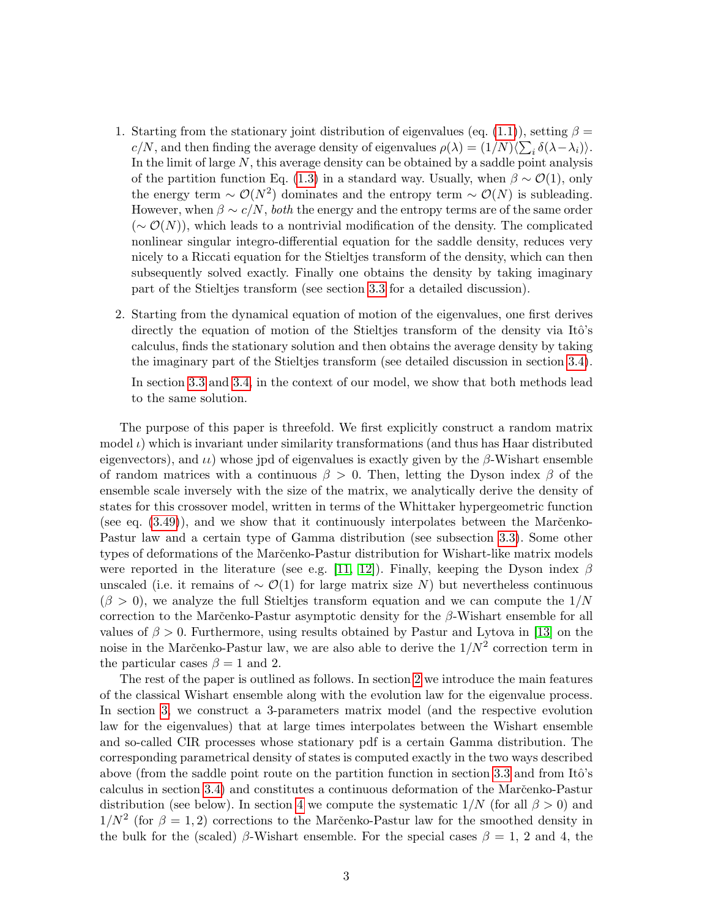1. Starting from the stationary joint distribution of eigenvalues (eq. (1.1)), setting $\beta = c/N$, and then finding the average density of eigenvalues $\rho(\lambda) = (1/N)\langle \sum_i \delta(\lambda - \lambda_i)\rangle$. In the limit of large $N$, this average density can be obtained by a saddle point analysis of the partition function Eq. (1.3) in a standard way. Usually, when $\beta \sim \mathcal{O}(1)$, only the energy term $\sim \mathcal{O}(N^2)$ dominates and the entropy term $\sim \mathcal{O}(N)$ is subleading. However, when $\beta \sim c/N$, *both* the energy and the entropy terms are of the same order ($\sim \mathcal{O}(N)$), which leads to a nontrivial modification of the density. The complicated nonlinear singular integro-differential equation for the saddle density, reduces very nicely to a Riccati equation for the Stieltjes transform of the density, which can then subsequently solved exactly. Finally one obtains the density by taking imaginary part of the Stieltjes transform (see section 3.3 for a detailed discussion).

2. Starting from the dynamical equation of motion of the eigenvalues, one first derives directly the equation of motion of the Stieltjes transform of the density via Itô's calculus, finds the stationary solution and then obtains the average density by taking the imaginary part of the Stieltjes transform (see detailed discussion in section 3.4).

   In section 3.3 and 3.4, in the context of our model, we show that both methods lead to the same solution.

The purpose of this paper is threefold. We first explicitly construct a random matrix model $\iota$) which is invariant under similarity transformations (and thus has Haar distributed eigenvectors), and $\iota\iota$) whose jpd of eigenvalues is exactly given by the $\beta$-Wishart ensemble of random matrices with a continuous $\beta > 0$. Then, letting the Dyson index $\beta$ of the ensemble scale inversely with the size of the matrix, we analytically derive the density of states for this crossover model, written in terms of the Whittaker hypergeometric function (see eq. (3.49)), and we show that it continuously interpolates between the Marčenko-Pastur law and a certain type of Gamma distribution (see subsection 3.3). Some other types of deformations of the Marčenko-Pastur distribution for Wishart-like matrix models were reported in the literature (see e.g. [11, 12]). Finally, keeping the Dyson index $\beta$ unscaled (i.e. it remains of $\sim \mathcal{O}(1)$ for large matrix size $N$) but nevertheless continuous ($\beta > 0$), we analyze the full Stieltjes transform equation and we can compute the $1/N$ correction to the Marčenko-Pastur asymptotic density for the $\beta$-Wishart ensemble for all values of $\beta > 0$. Furthermore, using results obtained by Pastur and Lytova in [13] on the noise in the Marčenko-Pastur law, we are also able to derive the $1/N^2$ correction term in the particular cases $\beta = 1$ and 2.

The rest of the paper is outlined as follows. In section 2 we introduce the main features of the classical Wishart ensemble along with the evolution law for the eigenvalue process. In section 3, we construct a 3-parameters matrix model (and the respective evolution law for the eigenvalues) that at large times interpolates between the Wishart ensemble and so-called CIR processes whose stationary pdf is a certain Gamma distribution. The corresponding parametrical density of states is computed exactly in the two ways described above (from the saddle point route on the partition function in section 3.3 and from Itô's calculus in section 3.4) and constitutes a continuous deformation of the Marčenko-Pastur distribution (see below). In section 4 we compute the systematic $1/N$ (for all $\beta > 0$) and $1/N^2$ (for $\beta = 1, 2$) corrections to the Marčenko-Pastur law for the smoothed density in the bulk for the (scaled) $\beta$-Wishart ensemble. For the special cases $\beta = 1$, 2 and 4, the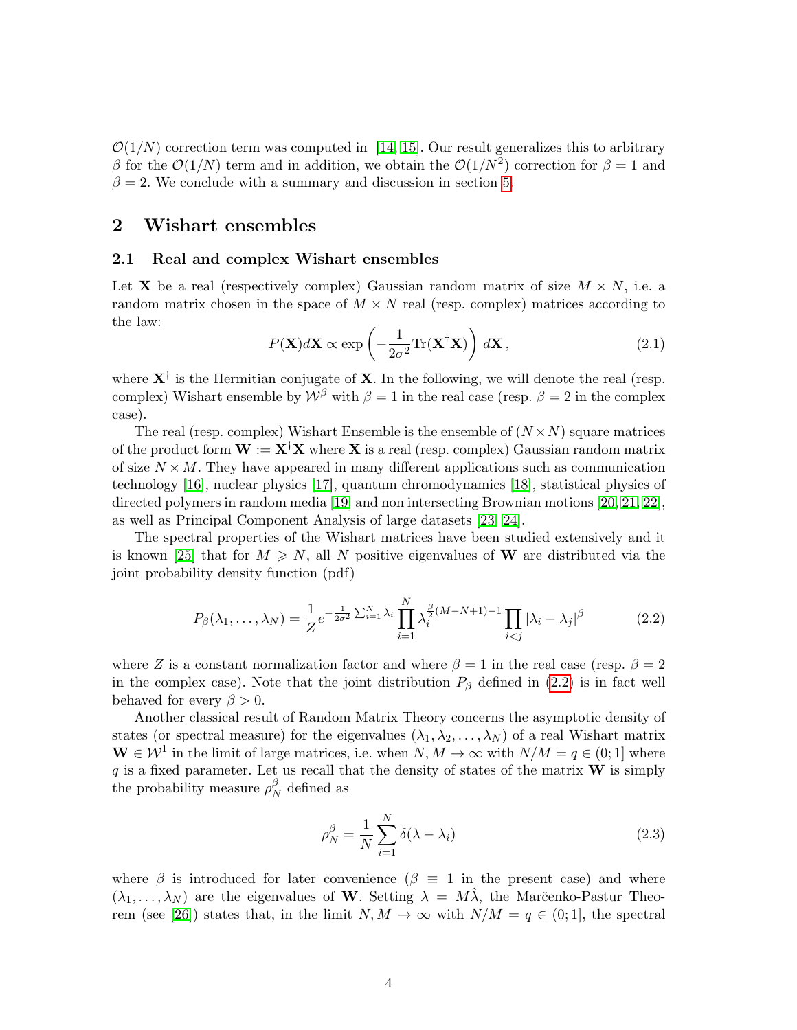$\mathcal{O}(1/N)$ correction term was computed in [14, 15]. Our result generalizes this to arbitrary $\beta$ for the $\mathcal{O}(1/N)$ term and in addition, we obtain the $\mathcal{O}(1/N^2)$ correction for $\beta = 1$ and $\beta = 2$. We conclude with a summary and discussion in section 5.

## 2 Wishart ensembles

### 2.1 Real and complex Wishart ensembles

Let $\mathbf{X}$ be a real (respectively complex) Gaussian random matrix of size $M \times N$, i.e. a random matrix chosen in the space of $M \times N$ real (resp. complex) matrices according to the law:

$$P(\mathbf{X})d\mathbf{X} \propto \exp\left(-\frac{1}{2\sigma^2}\mathrm{Tr}(\mathbf{X}^\dagger \mathbf{X})\right) d\mathbf{X}\,, \tag{2.1}$$

where $\mathbf{X}^\dagger$ is the Hermitian conjugate of $\mathbf{X}$. In the following, we will denote the real (resp. complex) Wishart ensemble by $\mathcal{W}^\beta$ with $\beta = 1$ in the real case (resp. $\beta = 2$ in the complex case).

The real (resp. complex) Wishart Ensemble is the ensemble of $(N \times N)$ square matrices of the product form $\mathbf{W} := \mathbf{X}^\dagger \mathbf{X}$ where $\mathbf{X}$ is a real (resp. complex) Gaussian random matrix of size $N \times M$. They have appeared in many different applications such as communication technology [16], nuclear physics [17], quantum chromodynamics [18], statistical physics of directed polymers in random media [19] and non intersecting Brownian motions [20, 21, 22], as well as Principal Component Analysis of large datasets [23, 24].

The spectral properties of the Wishart matrices have been studied extensively and it is known [25] that for $M \geqslant N$, all $N$ positive eigenvalues of $\mathbf{W}$ are distributed via the joint probability density function (pdf)

$$P_\beta(\lambda_1, \ldots, \lambda_N) = \frac{1}{Z} e^{-\frac{1}{2\sigma^2}\sum_{i=1}^N \lambda_i} \prod_{i=1}^N \lambda_i^{\frac{\beta}{2}(M-N+1)-1} \prod_{i<j} |\lambda_i - \lambda_j|^\beta \tag{2.2}$$

where $Z$ is a constant normalization factor and where $\beta = 1$ in the real case (resp. $\beta = 2$ in the complex case). Note that the joint distribution $P_\beta$ defined in (2.2) is in fact well behaved for every $\beta > 0$.

Another classical result of Random Matrix Theory concerns the asymptotic density of states (or spectral measure) for the eigenvalues $(\lambda_1, \lambda_2, \ldots, \lambda_N)$ of a real Wishart matrix $\mathbf{W} \in \mathcal{W}^1$ in the limit of large matrices, i.e. when $N, M \to \infty$ with $N/M = q \in (0; 1]$ where $q$ is a fixed parameter. Let us recall that the density of states of the matrix $\mathbf{W}$ is simply the probability measure $\rho_N^\beta$ defined as

$$\rho_N^\beta = \frac{1}{N}\sum_{i=1}^N \delta(\lambda - \lambda_i) \tag{2.3}$$

where $\beta$ is introduced for later convenience ($\beta \equiv 1$ in the present case) and where $(\lambda_1, \ldots, \lambda_N)$ are the eigenvalues of $\mathbf{W}$. Setting $\lambda = M\hat{\lambda}$, the Marčenko-Pastur Theorem (see [26]) states that, in the limit $N, M \to \infty$ with $N/M = q \in (0; 1]$, the spectral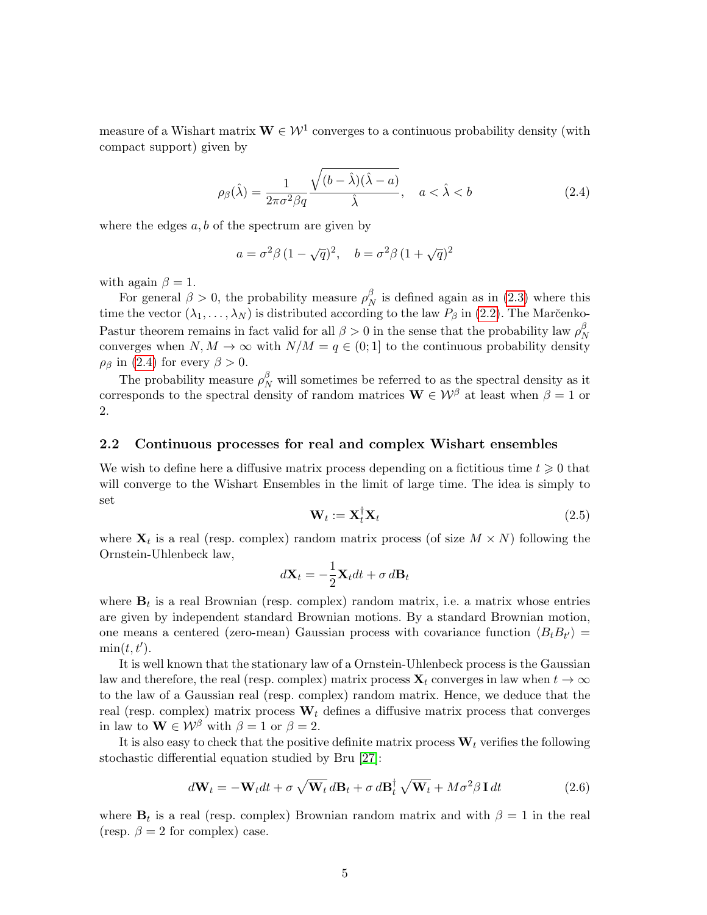measure of a Wishart matrix $\mathbf{W} \in \mathcal{W}^1$ converges to a continuous probability density (with compact support) given by

$$\rho_\beta(\hat{\lambda}) = \frac{1}{2\pi\sigma^2\beta q}\frac{\sqrt{(b-\hat{\lambda})(\hat{\lambda}-a)}}{\hat{\lambda}}, \quad a < \hat{\lambda} < b \tag{2.4}$$

where the edges $a, b$ of the spectrum are given by

$$a = \sigma^2\beta\,(1-\sqrt{q})^2, \quad b = \sigma^2\beta\,(1+\sqrt{q})^2$$

with again $\beta = 1$.

For general $\beta > 0$, the probability measure $\rho_N^\beta$ is defined again as in (2.3) where this time the vector $(\lambda_1, \dots, \lambda_N)$ is distributed according to the law $P_\beta$ in (2.2). The Marčenko-Pastur theorem remains in fact valid for all $\beta > 0$ in the sense that the probability law $\rho_N^\beta$ converges when $N, M \to \infty$ with $N/M = q \in (0;1]$ to the continuous probability density $\rho_\beta$ in (2.4) for every $\beta > 0$.

The probability measure $\rho_N^\beta$ will sometimes be referred to as the spectral density as it corresponds to the spectral density of random matrices $\mathbf{W} \in \mathcal{W}^\beta$ at least when $\beta = 1$ or 2.

## 2.2 Continuous processes for real and complex Wishart ensembles

We wish to define here a diffusive matrix process depending on a fictitious time $t \geqslant 0$ that will converge to the Wishart Ensembles in the limit of large time. The idea is simply to set

$$\mathbf{W}_t := \mathbf{X}_t^\dagger \mathbf{X}_t \tag{2.5}$$

where $\mathbf{X}_t$ is a real (resp. complex) random matrix process (of size $M \times N$) following the Ornstein-Uhlenbeck law,

$$d\mathbf{X}_t = -\frac{1}{2}\mathbf{X}_t dt + \sigma\, d\mathbf{B}_t$$

where $\mathbf{B}_t$ is a real Brownian (resp. complex) random matrix, i.e. a matrix whose entries are given by independent standard Brownian motions. By a standard Brownian motion, one means a centered (zero-mean) Gaussian process with covariance function $\langle B_t B_{t'} \rangle = \min(t, t')$.

It is well known that the stationary law of a Ornstein-Uhlenbeck process is the Gaussian law and therefore, the real (resp. complex) matrix process $\mathbf{X}_t$ converges in law when $t \to \infty$ to the law of a Gaussian real (resp. complex) random matrix. Hence, we deduce that the real (resp. complex) matrix process $\mathbf{W}_t$ defines a diffusive matrix process that converges in law to $\mathbf{W} \in \mathcal{W}^\beta$ with $\beta = 1$ or $\beta = 2$.

It is also easy to check that the positive definite matrix process $\mathbf{W}_t$ verifies the following stochastic differential equation studied by Bru [27]:

$$d\mathbf{W}_t = -\mathbf{W}_t dt + \sigma\,\sqrt{\mathbf{W}_t}\,d\mathbf{B}_t + \sigma\,d\mathbf{B}_t^\dagger\,\sqrt{\mathbf{W}_t} + M\sigma^2\beta\,\mathbf{I}\,dt \tag{2.6}$$

where $\mathbf{B}_t$ is a real (resp. complex) Brownian random matrix and with $\beta = 1$ in the real (resp. $\beta = 2$ for complex) case.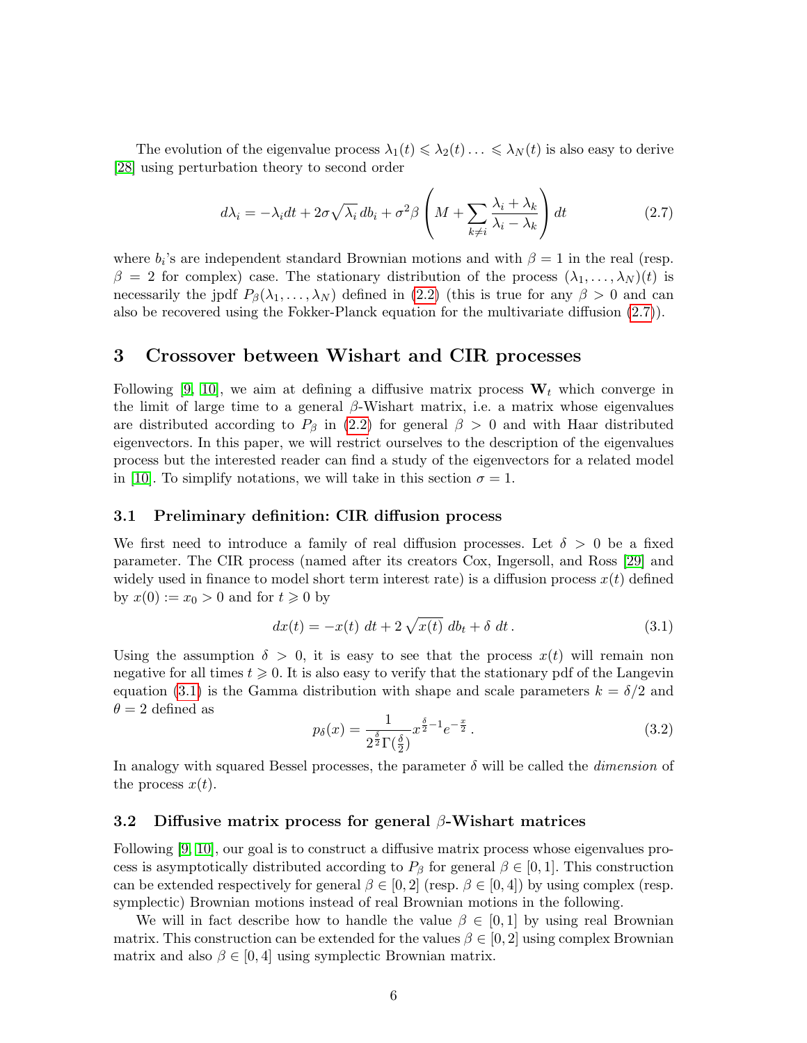The evolution of the eigenvalue process $\lambda_1(t) \leqslant \lambda_2(t) \ldots \leqslant \lambda_N(t)$ is also easy to derive [28] using perturbation theory to second order

$$d\lambda_i = -\lambda_i dt + 2\sigma\sqrt{\lambda_i}\, db_i + \sigma^2\beta \left( M + \sum_{k \neq i} \frac{\lambda_i + \lambda_k}{\lambda_i - \lambda_k} \right) dt \tag{2.7}$$

where $b_i$'s are independent standard Brownian motions and with $\beta = 1$ in the real (resp. $\beta = 2$ for complex) case. The stationary distribution of the process $(\lambda_1, \ldots, \lambda_N)(t)$ is necessarily the jpdf $P_\beta(\lambda_1, \ldots, \lambda_N)$ defined in (2.2) (this is true for any $\beta > 0$ and can also be recovered using the Fokker-Planck equation for the multivariate diffusion (2.7)).

# 3 Crossover between Wishart and CIR processes

Following [9, 10], we aim at defining a diffusive matrix process $\mathbf{W}_t$ which converge in the limit of large time to a general $\beta$-Wishart matrix, i.e. a matrix whose eigenvalues are distributed according to $P_\beta$ in (2.2) for general $\beta > 0$ and with Haar distributed eigenvectors. In this paper, we will restrict ourselves to the description of the eigenvalues process but the interested reader can find a study of the eigenvectors for a related model in [10]. To simplify notations, we will take in this section $\sigma = 1$.

## 3.1 Preliminary definition: CIR diffusion process

We first need to introduce a family of real diffusion processes. Let $\delta > 0$ be a fixed parameter. The CIR process (named after its creators Cox, Ingersoll, and Ross [29] and widely used in finance to model short term interest rate) is a diffusion process $x(t)$ defined by $x(0) := x_0 > 0$ and for $t \geqslant 0$ by

$$dx(t) = -x(t)\ dt + 2\sqrt{x(t)}\ db_t + \delta\ dt\,. \tag{3.1}$$

Using the assumption $\delta > 0$, it is easy to see that the process $x(t)$ will remain non negative for all times $t \geqslant 0$. It is also easy to verify that the stationary pdf of the Langevin equation (3.1) is the Gamma distribution with shape and scale parameters $k = \delta/2$ and $\theta = 2$ defined as

$$p_\delta(x) = \frac{1}{2^{\frac{\delta}{2}}\Gamma(\frac{\delta}{2})} x^{\frac{\delta}{2}-1} e^{-\frac{x}{2}}\,. \tag{3.2}$$

In analogy with squared Bessel processes, the parameter $\delta$ will be called the *dimension* of the process $x(t)$.

## 3.2 Diffusive matrix process for general $\beta$-Wishart matrices

Following [9, 10], our goal is to construct a diffusive matrix process whose eigenvalues process is asymptotically distributed according to $P_\beta$ for general $\beta \in [0, 1]$. This construction can be extended respectively for general $\beta \in [0, 2]$ (resp. $\beta \in [0, 4]$) by using complex (resp. symplectic) Brownian motions instead of real Brownian motions in the following.

We will in fact describe how to handle the value $\beta \in [0, 1]$ by using real Brownian matrix. This construction can be extended for the values $\beta \in [0, 2]$ using complex Brownian matrix and also $\beta \in [0, 4]$ using symplectic Brownian matrix.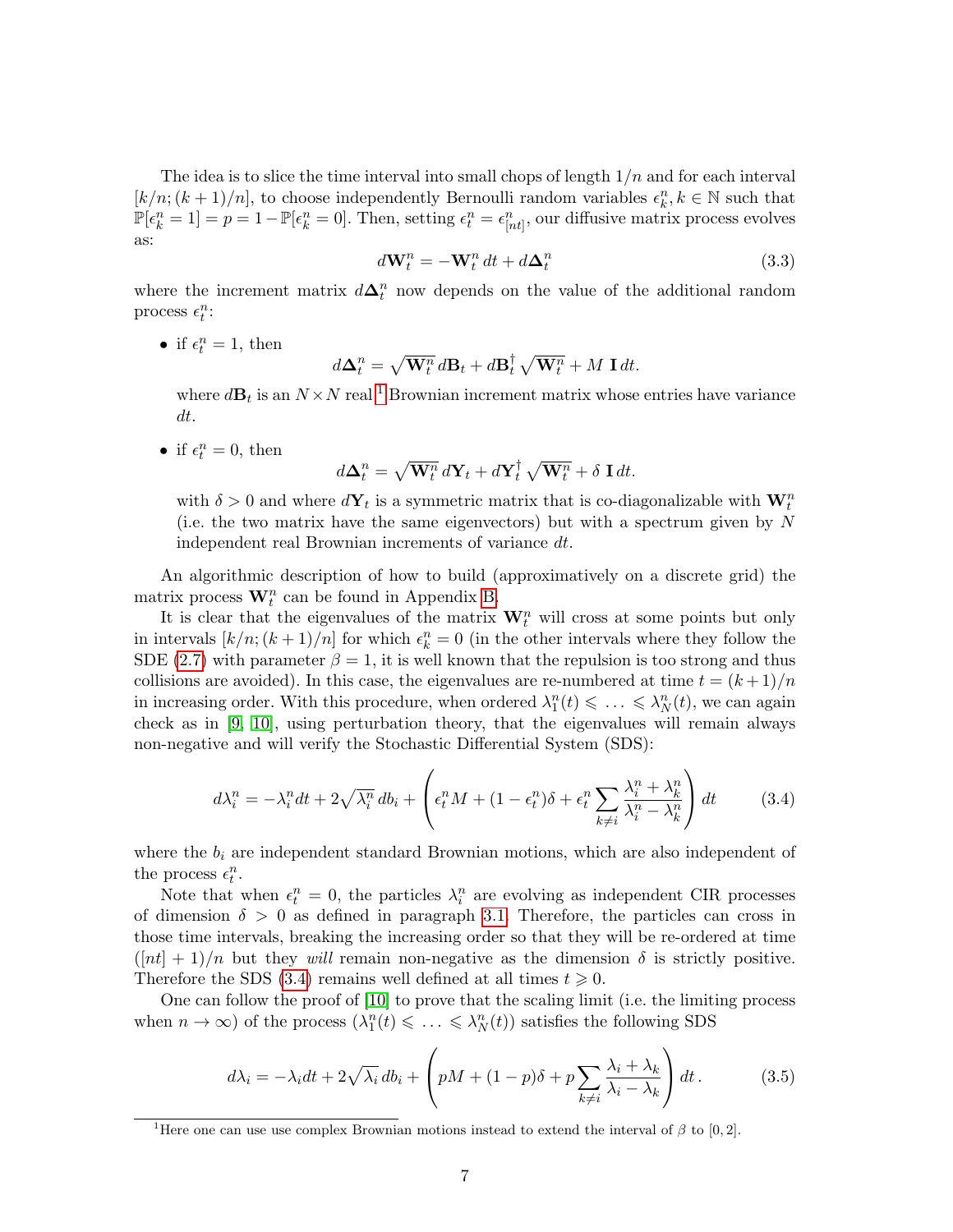The idea is to slice the time interval into small chops of length $1/n$ and for each interval $[k/n; (k+1)/n]$, to choose independently Bernoulli random variables $\epsilon_k^n, k \in \mathbb{N}$ such that $\mathbb{P}[\epsilon_k^n = 1] = p = 1 - \mathbb{P}[\epsilon_k^n = 0]$. Then, setting $\epsilon_t^n = \epsilon_{[nt]}^n$, our diffusive matrix process evolves as:

$$d\mathbf{W}_t^n = -\mathbf{W}_t^n \, dt + d\mathbf{\Delta}_t^n \tag{3.3}$$

where the increment matrix $d\mathbf{\Delta}_t^n$ now depends on the value of the additional random process $\epsilon_t^n$:

- if $\epsilon_t^n = 1$, then
$$d\mathbf{\Delta}_t^n = \sqrt{\mathbf{W}_t^n} \, d\mathbf{B}_t + d\mathbf{B}_t^\dagger \sqrt{\mathbf{W}_t^n} + M \, \mathbf{I} \, dt.$$
where $d\mathbf{B}_t$ is an $N \times N$ real [1] Brownian increment matrix whose entries have variance $dt$.

- if $\epsilon_t^n = 0$, then
$$d\mathbf{\Delta}_t^n = \sqrt{\mathbf{W}_t^n} \, d\mathbf{Y}_t + d\mathbf{Y}_t^\dagger \sqrt{\mathbf{W}_t^n} + \delta \, \mathbf{I} \, dt.$$
with $\delta > 0$ and where $d\mathbf{Y}_t$ is a symmetric matrix that is co-diagonalizable with $\mathbf{W}_t^n$ (i.e. the two matrix have the same eigenvectors) but with a spectrum given by $N$ independent real Brownian increments of variance $dt$.

An algorithmic description of how to build (approximatively on a discrete grid) the matrix process $\mathbf{W}_t^n$ can be found in Appendix B.

It is clear that the eigenvalues of the matrix $\mathbf{W}_t^n$ will cross at some points but only in intervals $[k/n; (k+1)/n]$ for which $\epsilon_k^n = 0$ (in the other intervals where they follow the SDE (2.7) with parameter $\beta = 1$, it is well known that the repulsion is too strong and thus collisions are avoided). In this case, the eigenvalues are re-numbered at time $t = (k+1)/n$ in increasing order. With this procedure, when ordered $\lambda_1^n(t) \leqslant \ldots \leqslant \lambda_N^n(t)$, we can again check as in [9, 10], using perturbation theory, that the eigenvalues will remain always non-negative and will verify the Stochastic Differential System (SDS):

$$d\lambda_i^n = -\lambda_i^n dt + 2\sqrt{\lambda_i^n} \, db_i + \left( \epsilon_t^n M + (1 - \epsilon_t^n)\delta + \epsilon_t^n \sum_{k \neq i} \frac{\lambda_i^n + \lambda_k^n}{\lambda_i^n - \lambda_k^n} \right) dt \tag{3.4}$$

where the $b_i$ are independent standard Brownian motions, which are also independent of the process $\epsilon_t^n$.

Note that when $\epsilon_t^n = 0$, the particles $\lambda_i^n$ are evolving as independent CIR processes of dimension $\delta > 0$ as defined in paragraph 3.1. Therefore, the particles can cross in those time intervals, breaking the increasing order so that they will be re-ordered at time $([nt]+1)/n$ but they *will* remain non-negative as the dimension $\delta$ is strictly positive. Therefore the SDS (3.4) remains well defined at all times $t \geqslant 0$.

One can follow the proof of [10] to prove that the scaling limit (i.e. the limiting process when $n \to \infty$) of the process $(\lambda_1^n(t) \leqslant \ldots \leqslant \lambda_N^n(t))$ satisfies the following SDS

$$d\lambda_i = -\lambda_i dt + 2\sqrt{\lambda_i} \, db_i + \left( pM + (1-p)\delta + p \sum_{k \neq i} \frac{\lambda_i + \lambda_k}{\lambda_i - \lambda_k} \right) dt \, . \tag{3.5}$$

[1] Here one can use use complex Brownian motions instead to extend the interval of $\beta$ to $[0, 2]$.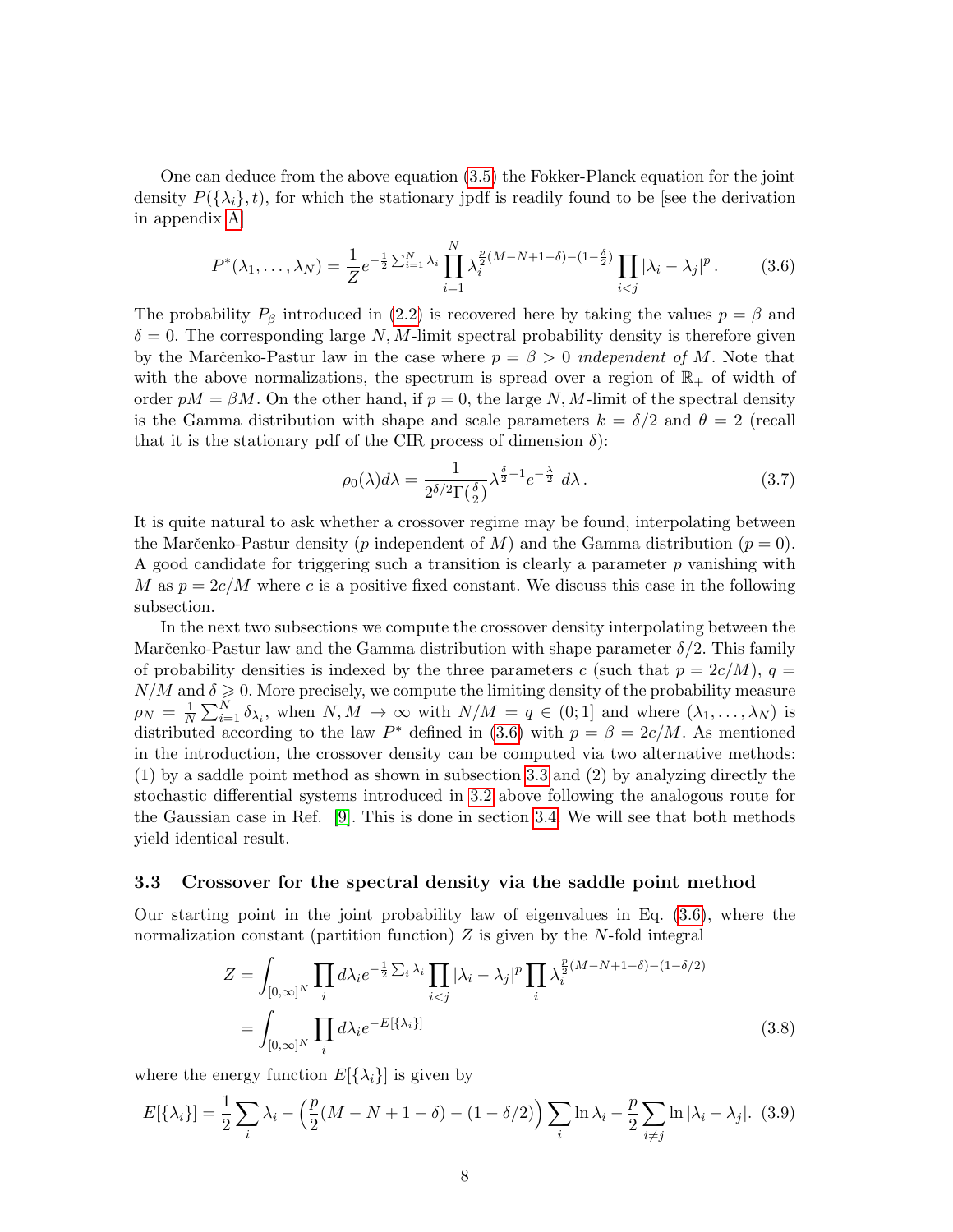One can deduce from the above equation (3.5) the Fokker-Planck equation for the joint density $P(\{\lambda_i\}, t)$, for which the stationary jpdf is readily found to be [see the derivation in appendix A]

$$P^*(\lambda_1, \dots, \lambda_N) = \frac{1}{Z} e^{-\frac{1}{2}\sum_{i=1}^N \lambda_i} \prod_{i=1}^N \lambda_i^{\frac{p}{2}(M-N+1-\delta)-(1-\frac{\delta}{2})} \prod_{i<j} |\lambda_i - \lambda_j|^p \,. \tag{3.6}$$

The probability $P_\beta$ introduced in (2.2) is recovered here by taking the values $p = \beta$ and $\delta = 0$. The corresponding large $N, M$-limit spectral probability density is therefore given by the Marčenko-Pastur law in the case where $p = \beta > 0$ *independent of* $M$. Note that with the above normalizations, the spectrum is spread over a region of $\mathbb{R}_+$ of width of order $pM = \beta M$. On the other hand, if $p = 0$, the large $N, M$-limit of the spectral density is the Gamma distribution with shape and scale parameters $k = \delta/2$ and $\theta = 2$ (recall that it is the stationary pdf of the CIR process of dimension $\delta$):

$$\rho_0(\lambda) d\lambda = \frac{1}{2^{\delta/2}\Gamma(\frac{\delta}{2})} \lambda^{\frac{\delta}{2}-1} e^{-\frac{\lambda}{2}} \, d\lambda \,. \tag{3.7}$$

It is quite natural to ask whether a crossover regime may be found, interpolating between the Marčenko-Pastur density ($p$ independent of $M$) and the Gamma distribution ($p = 0$). A good candidate for triggering such a transition is clearly a parameter $p$ vanishing with $M$ as $p = 2c/M$ where $c$ is a positive fixed constant. We discuss this case in the following subsection.

In the next two subsections we compute the crossover density interpolating between the Marčenko-Pastur law and the Gamma distribution with shape parameter $\delta/2$. This family of probability densities is indexed by the three parameters $c$ (such that $p = 2c/M$), $q = N/M$ and $\delta \geqslant 0$. More precisely, we compute the limiting density of the probability measure $\rho_N = \frac{1}{N}\sum_{i=1}^N \delta_{\lambda_i}$, when $N, M \to \infty$ with $N/M = q \in (0;1]$ and where $(\lambda_1, \dots, \lambda_N)$ is distributed according to the law $P^*$ defined in (3.6) with $p = \beta = 2c/M$. As mentioned in the introduction, the crossover density can be computed via two alternative methods: (1) by a saddle point method as shown in subsection 3.3 and (2) by analyzing directly the stochastic differential systems introduced in 3.2 above following the analogous route for the Gaussian case in Ref. [9]. This is done in section 3.4. We will see that both methods yield identical result.

### 3.3 Crossover for the spectral density via the saddle point method

Our starting point in the joint probability law of eigenvalues in Eq. (3.6), where the normalization constant (partition function) $Z$ is given by the $N$-fold integral

$$\begin{aligned} Z &= \int_{[0,\infty]^N} \prod_i d\lambda_i e^{-\frac{1}{2}\sum_i \lambda_i} \prod_{i<j} |\lambda_i - \lambda_j|^p \prod_i \lambda_i^{\frac{p}{2}(M-N+1-\delta)-(1-\delta/2)} \\ &= \int_{[0,\infty]^N} \prod_i d\lambda_i e^{-E[\{\lambda_i\}]} \end{aligned} \tag{3.8}$$

where the energy function $E[\{\lambda_i\}]$ is given by

$$E[\{\lambda_i\}] = \frac{1}{2}\sum_i \lambda_i - \Big(\frac{p}{2}(M-N+1-\delta) - (1-\delta/2)\Big)\sum_i \ln \lambda_i - \frac{p}{2}\sum_{i\neq j} \ln|\lambda_i - \lambda_j|. \tag{3.9}$$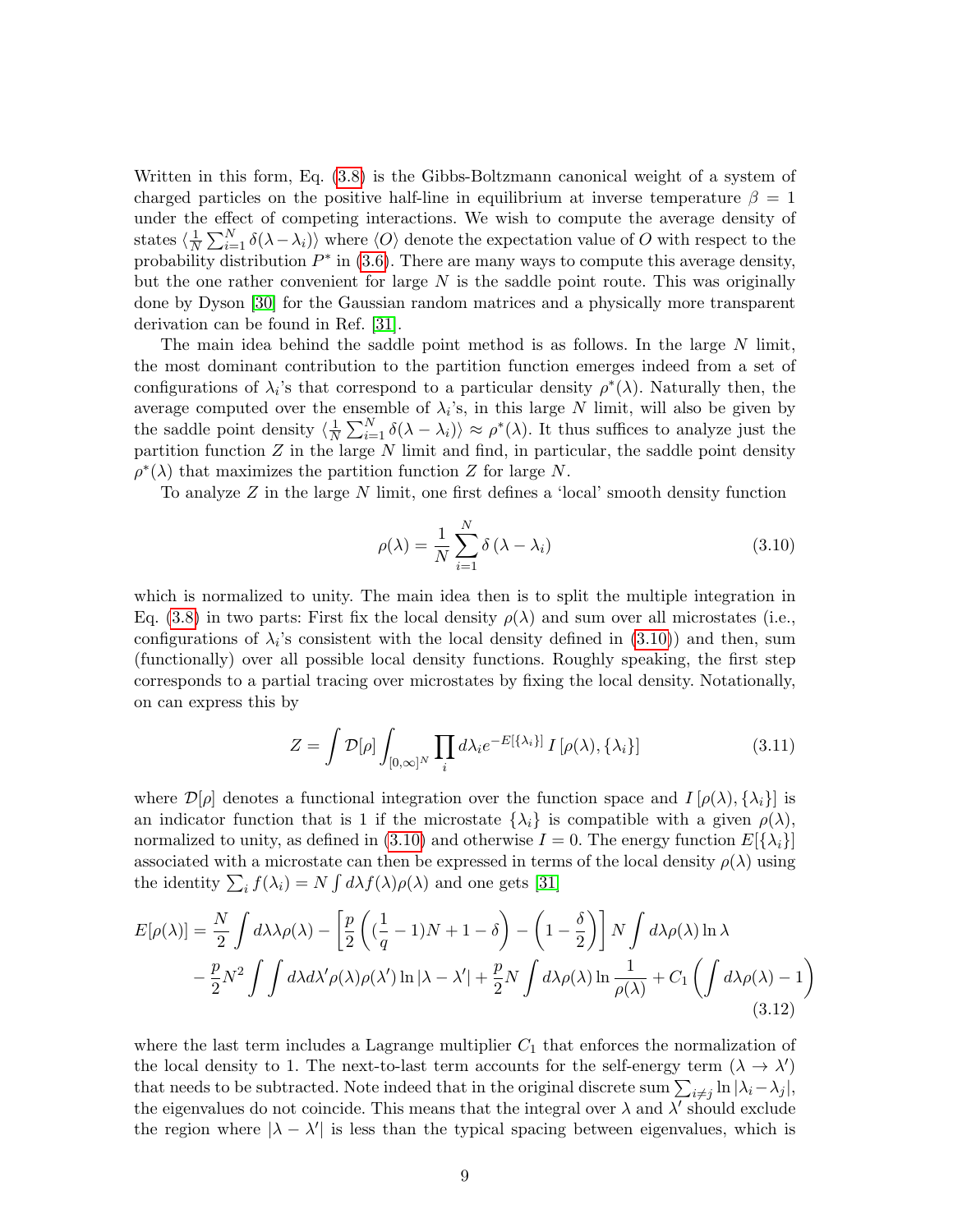Written in this form, Eq. (3.8) is the Gibbs-Boltzmann canonical weight of a system of charged particles on the positive half-line in equilibrium at inverse temperature $\beta = 1$ under the effect of competing interactions. We wish to compute the average density of states $\langle \frac{1}{N}\sum_{i=1}^{N}\delta(\lambda-\lambda_i)\rangle$ where $\langle O\rangle$ denote the expectation value of $O$ with respect to the probability distribution $P^*$ in (3.6). There are many ways to compute this average density, but the one rather convenient for large $N$ is the saddle point route. This was originally done by Dyson [30] for the Gaussian random matrices and a physically more transparent derivation can be found in Ref. [31].

The main idea behind the saddle point method is as follows. In the large $N$ limit, the most dominant contribution to the partition function emerges indeed from a set of configurations of $\lambda_i$'s that correspond to a particular density $\rho^*(\lambda)$. Naturally then, the average computed over the ensemble of $\lambda_i$'s, in this large $N$ limit, will also be given by the saddle point density $\langle \frac{1}{N}\sum_{i=1}^{N}\delta(\lambda-\lambda_i)\rangle \approx \rho^*(\lambda)$. It thus suffices to analyze just the partition function $Z$ in the large $N$ limit and find, in particular, the saddle point density $\rho^*(\lambda)$ that maximizes the partition function $Z$ for large $N$.

To analyze $Z$ in the large $N$ limit, one first defines a 'local' smooth density function

$$\rho(\lambda) = \frac{1}{N}\sum_{i=1}^{N}\delta\left(\lambda-\lambda_i\right) \tag{3.10}$$

which is normalized to unity. The main idea then is to split the multiple integration in Eq. (3.8) in two parts: First fix the local density $\rho(\lambda)$ and sum over all microstates (i.e., configurations of $\lambda_i$'s consistent with the local density defined in (3.10)) and then, sum (functionally) over all possible local density functions. Roughly speaking, the first step corresponds to a partial tracing over microstates by fixing the local density. Notationally, on can express this by

$$Z = \int \mathcal{D}[\rho] \int_{[0,\infty]^N} \prod_i d\lambda_i e^{-E[\{\lambda_i\}]}\, I\left[\rho(\lambda), \{\lambda_i\}\right] \tag{3.11}$$

where $\mathcal{D}[\rho]$ denotes a functional integration over the function space and $I\left[\rho(\lambda), \{\lambda_i\}\right]$ is an indicator function that is 1 if the microstate $\{\lambda_i\}$ is compatible with a given $\rho(\lambda)$, normalized to unity, as defined in (3.10) and otherwise $I = 0$. The energy function $E[\{\lambda_i\}]$ associated with a microstate can then be expressed in terms of the local density $\rho(\lambda)$ using the identity $\sum_i f(\lambda_i) = N\int d\lambda f(\lambda)\rho(\lambda)$ and one gets [31]

$$\begin{aligned} E[\rho(\lambda)] = {} & \frac{N}{2}\int d\lambda \lambda\rho(\lambda) - \left[\frac{p}{2}\left((\frac{1}{q}-1)N + 1 - \delta\right) - \left(1-\frac{\delta}{2}\right)\right] N\int d\lambda\rho(\lambda)\ln\lambda \\ & - \frac{p}{2}N^2\int\int d\lambda d\lambda'\rho(\lambda)\rho(\lambda')\ln|\lambda-\lambda'| + \frac{p}{2}N\int d\lambda\rho(\lambda)\ln\frac{1}{\rho(\lambda)} + C_1\left(\int d\lambda\rho(\lambda) - 1\right) \end{aligned} \tag{3.12}$$

where the last term includes a Lagrange multiplier $C_1$ that enforces the normalization of the local density to 1. The next-to-last term accounts for the self-energy term ($\lambda \to \lambda'$) that needs to be subtracted. Note indeed that in the original discrete sum $\sum_{i\neq j}\ln|\lambda_i - \lambda_j|$, the eigenvalues do not coincide. This means that the integral over $\lambda$ and $\lambda'$ should exclude the region where $|\lambda - \lambda'|$ is less than the typical spacing between eigenvalues, which is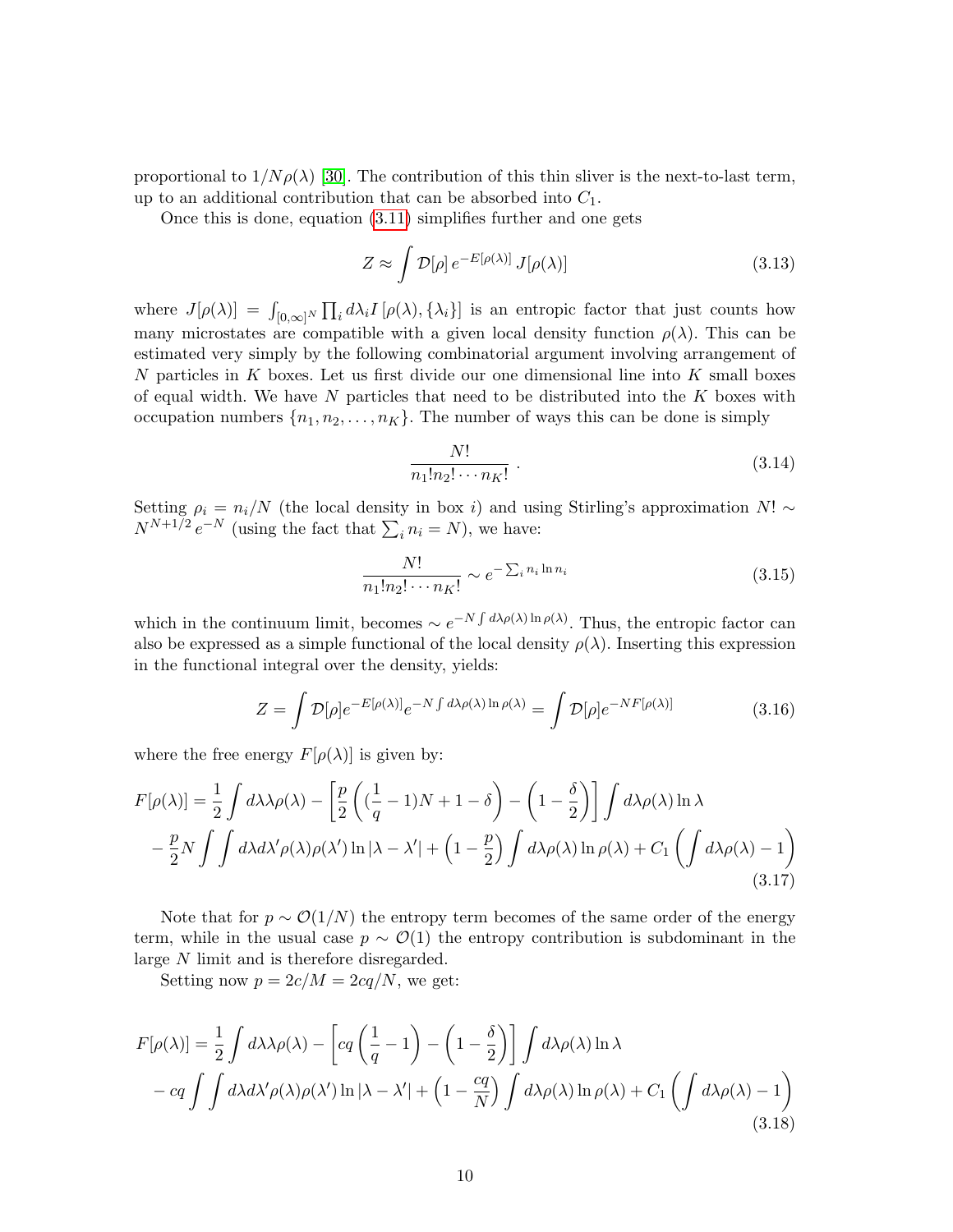proportional to $1/N\rho(\lambda)$ [30]. The contribution of this thin sliver is the next-to-last term, up to an additional contribution that can be absorbed into $C_1$.

Once this is done, equation (3.11) simplifies further and one gets

$$Z \approx \int \mathcal{D}[\rho]\, e^{-E[\rho(\lambda)]}\, J[\rho(\lambda)] \tag{3.13}$$

where $J[\rho(\lambda)] = \int_{[0,\infty]^N} \prod_i d\lambda_i I\left[\rho(\lambda), \{\lambda_i\}\right]$ is an entropic factor that just counts how many microstates are compatible with a given local density function $\rho(\lambda)$. This can be estimated very simply by the following combinatorial argument involving arrangement of $N$ particles in $K$ boxes. Let us first divide our one dimensional line into $K$ small boxes of equal width. We have $N$ particles that need to be distributed into the $K$ boxes with occupation numbers $\{n_1, n_2, \ldots, n_K\}$. The number of ways this can be done is simply

$$\frac{N!}{n_1! n_2! \cdots n_K!}\ . \tag{3.14}$$

Setting $\rho_i = n_i/N$ (the local density in box $i$) and using Stirling's approximation $N! \sim N^{N+1/2}\, e^{-N}$ (using the fact that $\sum_i n_i = N$), we have:

$$\frac{N!}{n_1! n_2! \cdots n_K!} \sim e^{-\sum_i n_i \ln n_i} \tag{3.15}$$

which in the continuum limit, becomes $\sim e^{-N\int d\lambda \rho(\lambda)\ln\rho(\lambda)}$. Thus, the entropic factor can also be expressed as a simple functional of the local density $\rho(\lambda)$. Inserting this expression in the functional integral over the density, yields:

$$Z = \int \mathcal{D}[\rho] e^{-E[\rho(\lambda)]} e^{-N\int d\lambda \rho(\lambda)\ln\rho(\lambda)} = \int \mathcal{D}[\rho] e^{-NF[\rho(\lambda)]} \tag{3.16}$$

where the free energy $F[\rho(\lambda)]$ is given by:

$$\begin{aligned} F[\rho(\lambda)] &= \frac{1}{2}\int d\lambda \lambda\rho(\lambda) - \left[\frac{p}{2}\left((\frac{1}{q}-1)N + 1 - \delta\right) - \left(1 - \frac{\delta}{2}\right)\right]\int d\lambda \rho(\lambda)\ln\lambda \\ &- \frac{p}{2}N\int\int d\lambda d\lambda' \rho(\lambda)\rho(\lambda')\ln|\lambda-\lambda'| + \left(1 - \frac{p}{2}\right)\int d\lambda\rho(\lambda)\ln\rho(\lambda) + C_1\left(\int d\lambda\rho(\lambda) - 1\right) \end{aligned} \tag{3.17}$$

Note that for $p \sim \mathcal{O}(1/N)$ the entropy term becomes of the same order of the energy term, while in the usual case $p \sim \mathcal{O}(1)$ the entropy contribution is subdominant in the large $N$ limit and is therefore disregarded.

Setting now $p = 2c/M = 2cq/N$, we get:

$$\begin{aligned} F[\rho(\lambda)] &= \frac{1}{2}\int d\lambda\lambda\rho(\lambda) - \left[cq\left(\frac{1}{q}-1\right) - \left(1 - \frac{\delta}{2}\right)\right]\int d\lambda\rho(\lambda)\ln\lambda \\ &- cq\int\int d\lambda d\lambda'\rho(\lambda)\rho(\lambda')\ln|\lambda-\lambda'| + \left(1 - \frac{cq}{N}\right)\int d\lambda\rho(\lambda)\ln\rho(\lambda) + C_1\left(\int d\lambda\rho(\lambda) - 1\right) \end{aligned} \tag{3.18}$$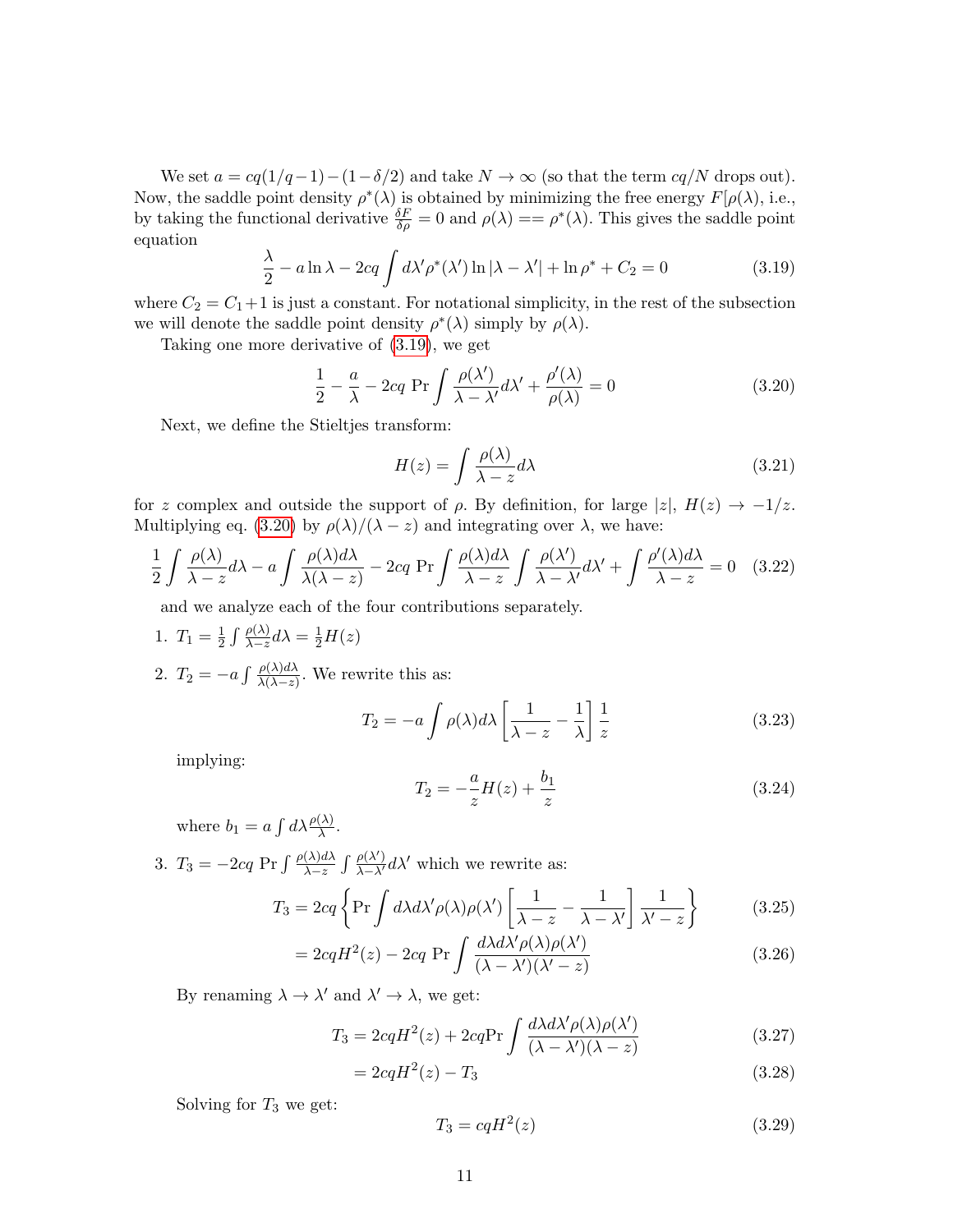We set $a = cq(1/q - 1) - (1 - \delta/2)$ and take $N \to \infty$ (so that the term $cq/N$ drops out). Now, the saddle point density $\rho^*(\lambda)$ is obtained by minimizing the free energy $F[\rho(\lambda)$, i.e., by taking the functional derivative $\frac{\delta F}{\delta \rho} = 0$ and $\rho(\lambda) == \rho^*(\lambda)$. This gives the saddle point equation

$$\frac{\lambda}{2} - a \ln \lambda - 2cq \int d\lambda' \rho^*(\lambda') \ln |\lambda - \lambda'| + \ln \rho^* + C_2 = 0 \tag{3.19}$$

where $C_2 = C_1 + 1$ is just a constant. For notational simplicity, in the rest of the subsection we will denote the saddle point density $\rho^*(\lambda)$ simply by $\rho(\lambda)$.

Taking one more derivative of (3.19), we get

$$\frac{1}{2} - \frac{a}{\lambda} - 2cq \ \mathrm{Pr} \int \frac{\rho(\lambda')}{\lambda - \lambda'} d\lambda' + \frac{\rho'(\lambda)}{\rho(\lambda)} = 0 \tag{3.20}$$

Next, we define the Stieltjes transform:

$$H(z) = \int \frac{\rho(\lambda)}{\lambda - z} d\lambda \tag{3.21}$$

for $z$ complex and outside the support of $\rho$. By definition, for large $|z|$, $H(z) \to -1/z$. Multiplying eq. (3.20) by $\rho(\lambda)/(\lambda - z)$ and integrating over $\lambda$, we have:

$$\frac{1}{2} \int \frac{\rho(\lambda)}{\lambda - z} d\lambda - a \int \frac{\rho(\lambda) d\lambda}{\lambda(\lambda - z)} - 2cq \ \mathrm{Pr} \int \frac{\rho(\lambda) d\lambda}{\lambda - z} \int \frac{\rho(\lambda')}{\lambda - \lambda'} d\lambda' + \int \frac{\rho'(\lambda) d\lambda}{\lambda - z} = 0 \tag{3.22}$$

and we analyze each of the four contributions separately.

1. $T_1 = \frac{1}{2} \int \frac{\rho(\lambda)}{\lambda - z} d\lambda = \frac{1}{2} H(z)$

2. $T_2 = -a \int \frac{\rho(\lambda) d\lambda}{\lambda(\lambda - z)}$. We rewrite this as:

$$T_2 = -a \int \rho(\lambda) d\lambda \left[ \frac{1}{\lambda - z} - \frac{1}{\lambda} \right] \frac{1}{z} \tag{3.23}$$

implying:

$$T_2 = -\frac{a}{z} H(z) + \frac{b_1}{z} \tag{3.24}$$

where $b_1 = a \int d\lambda \frac{\rho(\lambda)}{\lambda}$.

3. $T_3 = -2cq \ \mathrm{Pr} \int \frac{\rho(\lambda) d\lambda}{\lambda - z} \int \frac{\rho(\lambda')}{\lambda - \lambda'} d\lambda'$ which we rewrite as:

$$T_3 = 2cq \left\{ \mathrm{Pr} \int d\lambda d\lambda' \rho(\lambda) \rho(\lambda') \left[ \frac{1}{\lambda - z} - \frac{1}{\lambda - \lambda'} \right] \frac{1}{\lambda' - z} \right\} \tag{3.25}$$

$$= 2cq H^2(z) - 2cq \ \mathrm{Pr} \int \frac{d\lambda d\lambda' \rho(\lambda) \rho(\lambda')}{(\lambda - \lambda')(\lambda' - z)} \tag{3.26}$$

By renaming $\lambda \to \lambda'$ and $\lambda' \to \lambda$, we get:

$$T_3 = 2cq H^2(z) + 2cq \mathrm{Pr} \int \frac{d\lambda d\lambda' \rho(\lambda) \rho(\lambda')}{(\lambda - \lambda')(\lambda - z)} \tag{3.27}$$

$$= 2cq H^2(z) - T_3 \tag{3.28}$$

Solving for $T_3$ we get:

$$T_3 = cq H^2(z) \tag{3.29}$$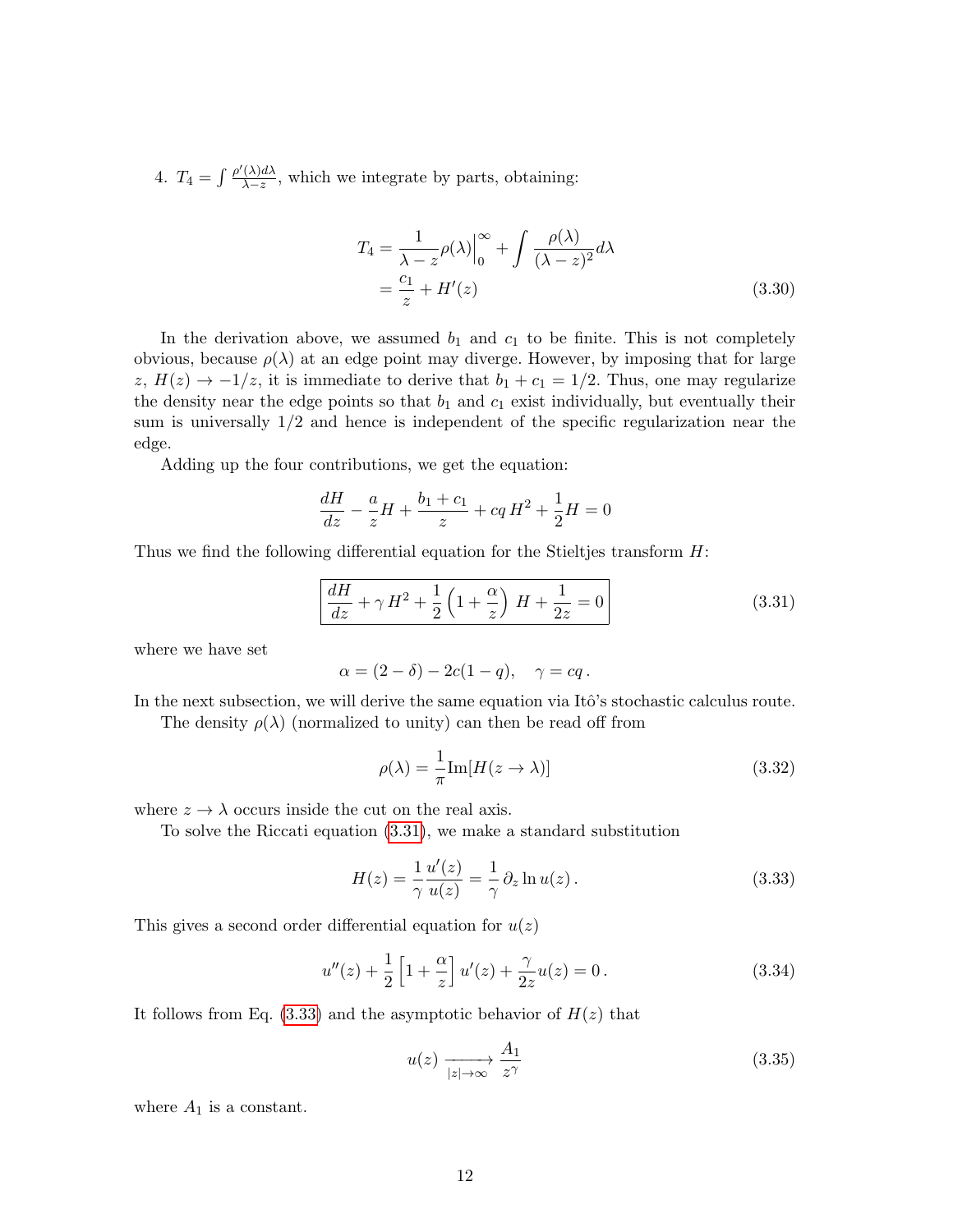4. $T_4 = \int \frac{\rho'(\lambda)d\lambda}{\lambda - z}$, which we integrate by parts, obtaining:

$$
\begin{aligned}
T_4 &= \frac{1}{\lambda - z}\rho(\lambda)\Big|_0^\infty + \int \frac{\rho(\lambda)}{(\lambda - z)^2} d\lambda \\
&= \frac{c_1}{z} + H'(z)
\end{aligned}
\tag{3.30}
$$

In the derivation above, we assumed $b_1$ and $c_1$ to be finite. This is not completely obvious, because $\rho(\lambda)$ at an edge point may diverge. However, by imposing that for large $z$, $H(z) \to -1/z$, it is immediate to derive that $b_1 + c_1 = 1/2$. Thus, one may regularize the density near the edge points so that $b_1$ and $c_1$ exist individually, but eventually their sum is universally $1/2$ and hence is independent of the specific regularization near the edge.

Adding up the four contributions, we get the equation:

$$
\frac{dH}{dz} - \frac{a}{z}H + \frac{b_1 + c_1}{z} + cq\, H^2 + \frac{1}{2}H = 0
$$

Thus we find the following differential equation for the Stieltjes transform $H$:

$$
\boxed{\frac{dH}{dz} + \gamma\, H^2 + \frac{1}{2}\left(1 + \frac{\alpha}{z}\right) H + \frac{1}{2z} = 0}
\tag{3.31}
$$

where we have set

$$
\alpha = (2 - \delta) - 2c(1 - q), \quad \gamma = cq\,.
$$

In the next subsection, we will derive the same equation via Itô's stochastic calculus route.

The density $\rho(\lambda)$ (normalized to unity) can then be read off from

$$
\rho(\lambda) = \frac{1}{\pi}\mathrm{Im}[H(z \to \lambda)]
\tag{3.32}
$$

where $z \to \lambda$ occurs inside the cut on the real axis.

To solve the Riccati equation (3.31), we make a standard substitution

$$
H(z) = \frac{1}{\gamma}\frac{u'(z)}{u(z)} = \frac{1}{\gamma}\,\partial_z \ln u(z)\,.
\tag{3.33}
$$

This gives a second order differential equation for $u(z)$

$$
u''(z) + \frac{1}{2}\left[1 + \frac{\alpha}{z}\right] u'(z) + \frac{\gamma}{2z}u(z) = 0\,.
\tag{3.34}
$$

It follows from Eq. (3.33) and the asymptotic behavior of $H(z)$ that

$$
u(z) \xrightarrow[|z| \to \infty]{} \frac{A_1}{z^\gamma}
\tag{3.35}
$$

where $A_1$ is a constant.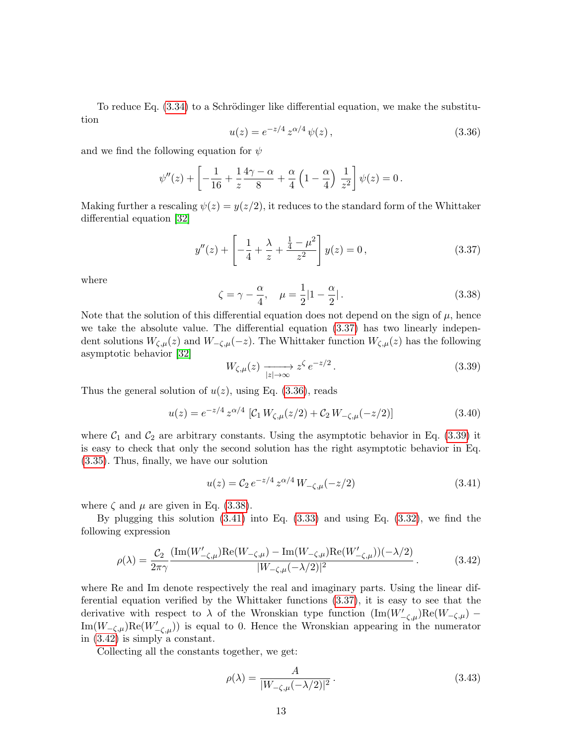To reduce Eq. (3.34) to a Schrödinger like differential equation, we make the substitution

$$u(z) = e^{-z/4}\, z^{\alpha/4}\, \psi(z)\,, \tag{3.36}$$

and we find the following equation for $\psi$

$$\psi''(z) + \left[ -\frac{1}{16} + \frac{1}{z}\frac{4\gamma - \alpha}{8} + \frac{\alpha}{4}\left(1 - \frac{\alpha}{4}\right)\, \frac{1}{z^2} \right] \psi(z) = 0\,.$$

Making further a rescaling $\psi(z) = y(z/2)$, it reduces to the standard form of the Whittaker differential equation [32]

$$y''(z) + \left[ -\frac{1}{4} + \frac{\lambda}{z} + \frac{\frac{1}{4} - \mu^2}{z^2} \right] y(z) = 0\,, \tag{3.37}$$

where

$$\zeta = \gamma - \frac{\alpha}{4}, \quad \mu = \frac{1}{2}|1 - \frac{\alpha}{2}|\,. \tag{3.38}$$

Note that the solution of this differential equation does not depend on the sign of $\mu$, hence we take the absolute value. The differential equation (3.37) has two linearly independent solutions $W_{\zeta,\mu}(z)$ and $W_{-\zeta,\mu}(-z)$. The Whittaker function $W_{\zeta,\mu}(z)$ has the following asymptotic behavior [32]

$$W_{\zeta,\mu}(z) \xrightarrow[|z|\to\infty]{} z^{\zeta}\, e^{-z/2}\,. \tag{3.39}$$

Thus the general solution of $u(z)$, using Eq. (3.36), reads

$$u(z) = e^{-z/4}\, z^{\alpha/4}\, \left[ \mathcal{C}_1\, W_{\zeta,\mu}(z/2) + \mathcal{C}_2\, W_{-\zeta,\mu}(-z/2) \right] \tag{3.40}$$

where $\mathcal{C}_1$ and $\mathcal{C}_2$ are arbitrary constants. Using the asymptotic behavior in Eq. (3.39) it is easy to check that only the second solution has the right asymptotic behavior in Eq. (3.35). Thus, finally, we have our solution

$$u(z) = \mathcal{C}_2\, e^{-z/4}\, z^{\alpha/4}\, W_{-\zeta,\mu}(-z/2) \tag{3.41}$$

where $\zeta$ and $\mu$ are given in Eq. (3.38).

By plugging this solution (3.41) into Eq. (3.33) and using Eq. (3.32), we find the following expression

$$\rho(\lambda) = \frac{\mathcal{C}_2}{2\pi\gamma} \frac{(\mathrm{Im}(W'_{-\zeta,\mu})\mathrm{Re}(W_{-\zeta,\mu}) - \mathrm{Im}(W_{-\zeta,\mu})\mathrm{Re}(W'_{-\zeta,\mu}))(-\lambda/2)}{|W_{-\zeta,\mu}(-\lambda/2)|^2}\,. \tag{3.42}$$

where Re and Im denote respectively the real and imaginary parts. Using the linear differential equation verified by the Whittaker functions (3.37), it is easy to see that the derivative with respect to $\lambda$ of the Wronskian type function $(\mathrm{Im}(W'_{-\zeta,\mu})\mathrm{Re}(W_{-\zeta,\mu}) - \mathrm{Im}(W_{-\zeta,\mu})\mathrm{Re}(W'_{-\zeta,\mu}))$ is equal to 0. Hence the Wronskian appearing in the numerator in (3.42) is simply a constant.

Collecting all the constants together, we get:

$$\rho(\lambda) = \frac{A}{|W_{-\zeta,\mu}(-\lambda/2)|^2}\,. \tag{3.43}$$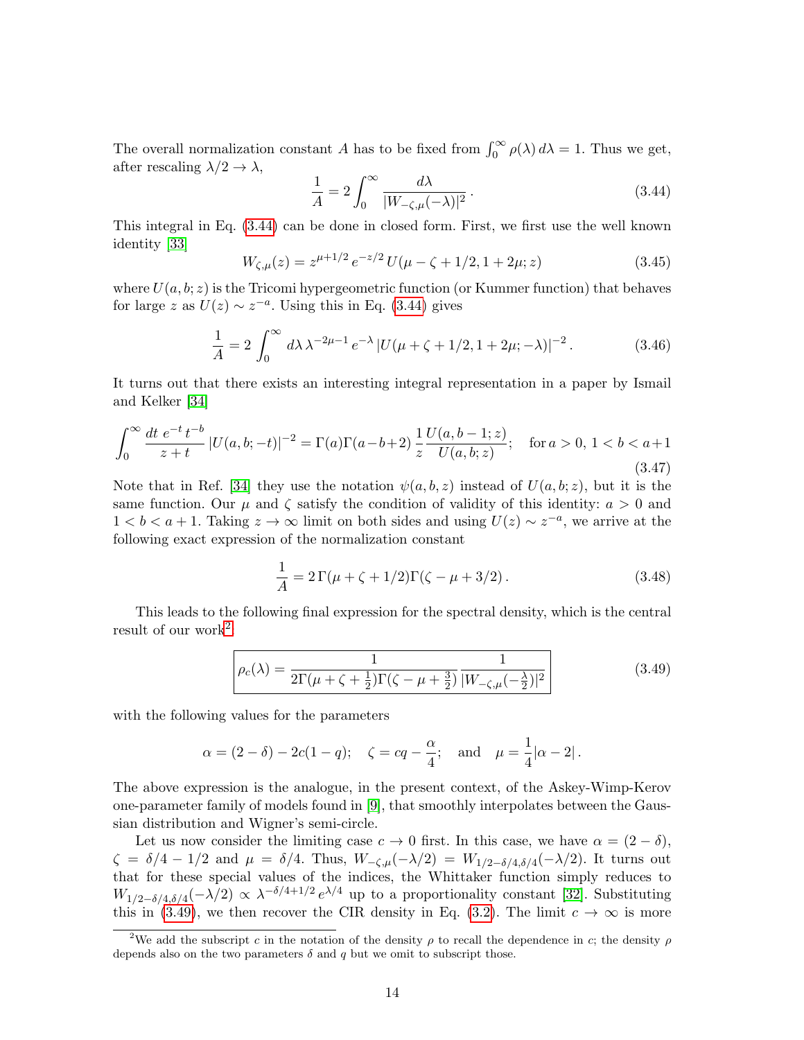The overall normalization constant $A$ has to be fixed from $\int_0^\infty \rho(\lambda)\, d\lambda = 1$. Thus we get, after rescaling $\lambda/2 \to \lambda$,

$$\frac{1}{A} = 2\int_0^\infty \frac{d\lambda}{|W_{-\zeta,\mu}(-\lambda)|^2}\,. \tag{3.44}$$

This integral in Eq. (3.44) can be done in closed form. First, we first use the well known identity [33]

$$W_{\zeta,\mu}(z) = z^{\mu+1/2}\, e^{-z/2}\, U(\mu-\zeta+1/2, 1+2\mu; z) \tag{3.45}$$

where $U(a,b;z)$ is the Tricomi hypergeometric function (or Kummer function) that behaves for large $z$ as $U(z) \sim z^{-a}$. Using this in Eq. (3.44) gives

$$\frac{1}{A} = 2\int_0^\infty d\lambda\, \lambda^{-2\mu-1}\, e^{-\lambda}\, |U(\mu+\zeta+1/2, 1+2\mu; -\lambda)|^{-2}\,. \tag{3.46}$$

It turns out that there exists an interesting integral representation in a paper by Ismail and Kelker [34]

$$\int_0^\infty \frac{dt\; e^{-t}\, t^{-b}}{z+t}\, |U(a,b;-t)|^{-2} = \Gamma(a)\Gamma(a-b+2)\,\frac{1}{z}\frac{U(a,b-1;z)}{U(a,b;z)}; \quad \text{for } a>0,\ 1<b<a+1 \tag{3.47}$$

Note that in Ref. [34] they use the notation $\psi(a,b,z)$ instead of $U(a,b;z)$, but it is the same function. Our $\mu$ and $\zeta$ satisfy the condition of validity of this identity: $a>0$ and $1<b<a+1$. Taking $z\to\infty$ limit on both sides and using $U(z)\sim z^{-a}$, we arrive at the following exact expression of the normalization constant

$$\frac{1}{A} = 2\,\Gamma(\mu+\zeta+1/2)\Gamma(\zeta-\mu+3/2)\,. \tag{3.48}$$

This leads to the following final expression for the spectral density, which is the central result of our work[2]:

$$\boxed{\rho_c(\lambda) = \frac{1}{2\Gamma(\mu+\zeta+\frac{1}{2})\Gamma(\zeta-\mu+\frac{3}{2})}\frac{1}{|W_{-\zeta,\mu}(-\frac{\lambda}{2})|^2}} \tag{3.49}$$

with the following values for the parameters

$$\alpha = (2-\delta) - 2c(1-q); \quad \zeta = cq - \frac{\alpha}{4}; \quad \text{and} \quad \mu = \frac{1}{4}|\alpha-2|\,.$$

The above expression is the analogue, in the present context, of the Askey-Wimp-Kerov one-parameter family of models found in [9], that smoothly interpolates between the Gaussian distribution and Wigner's semi-circle.

Let us now consider the limiting case $c\to 0$ first. In this case, we have $\alpha=(2-\delta)$, $\zeta=\delta/4-1/2$ and $\mu=\delta/4$. Thus, $W_{-\zeta,\mu}(-\lambda/2) = W_{1/2-\delta/4,\delta/4}(-\lambda/2)$. It turns out that for these special values of the indices, the Whittaker function simply reduces to $W_{1/2-\delta/4,\delta/4}(-\lambda/2) \propto \lambda^{-\delta/4+1/2}\, e^{\lambda/4}$ up to a proportionality constant [32]. Substituting this in (3.49), we then recover the CIR density in Eq. (3.2). The limit $c\to\infty$ is more

[2] We add the subscript $c$ in the notation of the density $\rho$ to recall the dependence in $c$; the density $\rho$ depends also on the two parameters $\delta$ and $q$ but we omit to subscript those.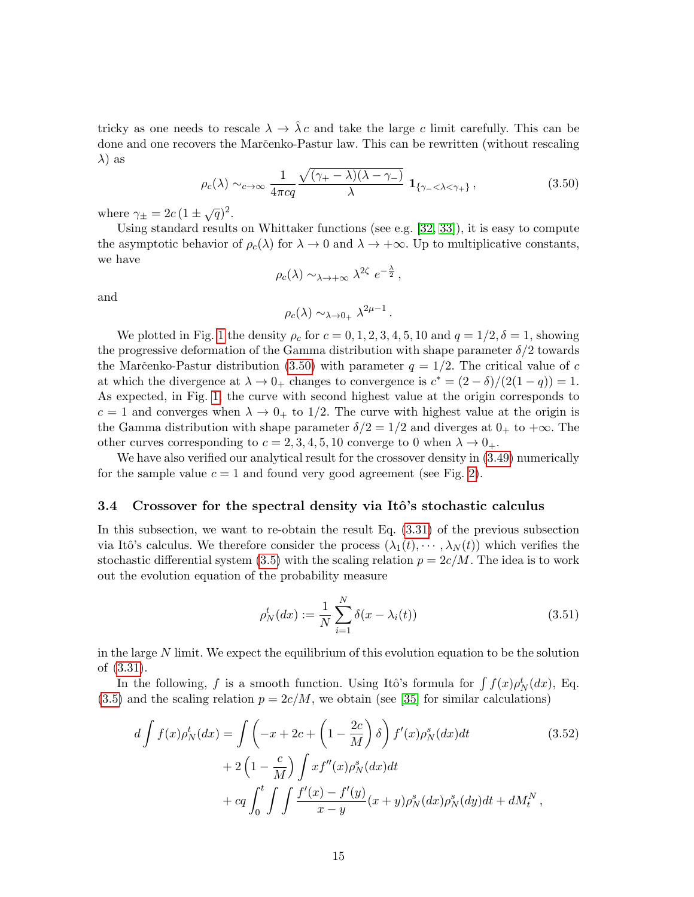tricky as one needs to rescale $\lambda \to \hat{\lambda}\, c$ and take the large $c$ limit carefully. This can be done and one recovers the Marčenko-Pastur law. This can be rewritten (without rescaling $\lambda$) as

$$\rho_c(\lambda) \sim_{c\to\infty} \frac{1}{4\pi c q} \frac{\sqrt{(\gamma_+ - \lambda)(\lambda - \gamma_-)}}{\lambda} \; \mathbf{1}_{\{\gamma_- < \lambda < \gamma_+\}} \,, \tag{3.50}$$

where $\gamma_\pm = 2c\,(1 \pm \sqrt{q})^2$.

Using standard results on Whittaker functions (see e.g. [32, 33]), it is easy to compute the asymptotic behavior of $\rho_c(\lambda)$ for $\lambda \to 0$ and $\lambda \to +\infty$. Up to multiplicative constants, we have

$$\rho_c(\lambda) \sim_{\lambda\to+\infty} \lambda^{2\zeta} \; e^{-\frac{\lambda}{2}} \,,$$

and

$$\rho_c(\lambda) \sim_{\lambda\to 0_+} \lambda^{2\mu-1} \,.$$

We plotted in Fig. 1 the density $\rho_c$ for $c = 0, 1, 2, 3, 4, 5, 10$ and $q = 1/2, \delta = 1$, showing the progressive deformation of the Gamma distribution with shape parameter $\delta/2$ towards the Marčenko-Pastur distribution (3.50) with parameter $q = 1/2$. The critical value of $c$ at which the divergence at $\lambda \to 0_+$ changes to convergence is $c^* = (2-\delta)/(2(1-q)) = 1$. As expected, in Fig. 1, the curve with second highest value at the origin corresponds to $c = 1$ and converges when $\lambda \to 0_+$ to $1/2$. The curve with highest value at the origin is the Gamma distribution with shape parameter $\delta/2 = 1/2$ and diverges at $0_+$ to $+\infty$. The other curves corresponding to $c = 2, 3, 4, 5, 10$ converge to 0 when $\lambda \to 0_+$.

We have also verified our analytical result for the crossover density in (3.49) numerically for the sample value $c = 1$ and found very good agreement (see Fig. 2).

### 3.4 Crossover for the spectral density via Itô's stochastic calculus

In this subsection, we want to re-obtain the result Eq. (3.31) of the previous subsection via Itô's calculus. We therefore consider the process $(\lambda_1(t), \cdots, \lambda_N(t))$ which verifies the stochastic differential system (3.5) with the scaling relation $p = 2c/M$. The idea is to work out the evolution equation of the probability measure

$$\rho_N^t(dx) := \frac{1}{N} \sum_{i=1}^{N} \delta(x - \lambda_i(t)) \tag{3.51}$$

in the large $N$ limit. We expect the equilibrium of this evolution equation to be the solution of (3.31).

In the following, $f$ is a smooth function. Using Itô's formula for $\int f(x)\rho_N^t(dx)$, Eq. (3.5) and the scaling relation $p = 2c/M$, we obtain (see [35] for similar calculations)

$$\begin{aligned} d\int f(x)\rho_N^t(dx) &= \int \left(-x + 2c + \left(1 - \frac{2c}{M}\right)\delta\right) f'(x)\rho_N^s(dx)dt \\ &\quad + 2\left(1 - \frac{c}{M}\right)\int x f''(x)\rho_N^s(dx)dt \\ &\quad + cq\int_0^t \int\int \frac{f'(x) - f'(y)}{x - y}(x + y)\rho_N^s(dx)\rho_N^s(dy)dt + dM_t^N \,, \end{aligned} \tag{3.52}$$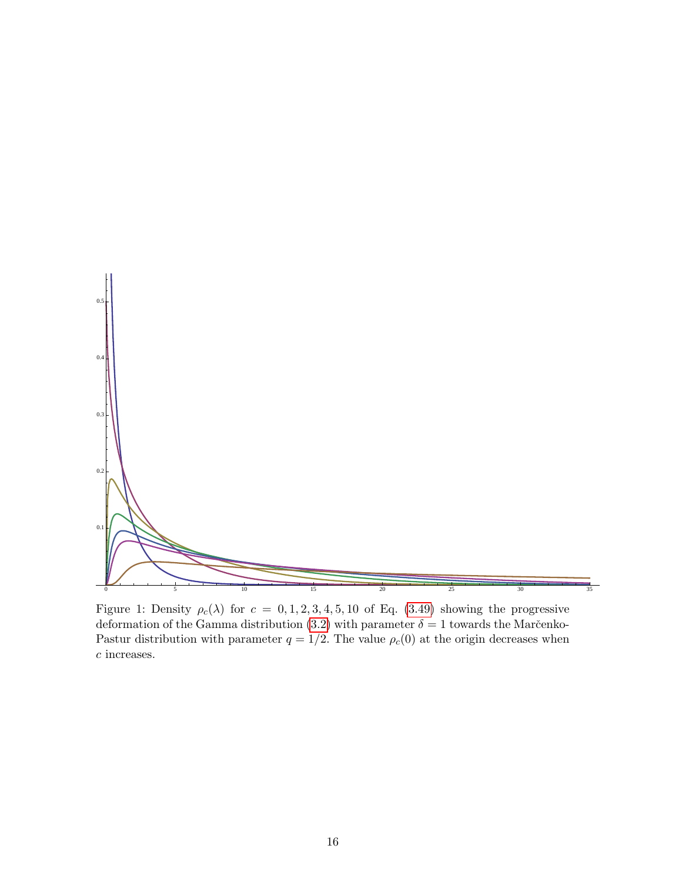Figure 1: Density $\rho_c(\lambda)$ for $c = 0, 1, 2, 3, 4, 5, 10$ of Eq. (3.49) showing the progressive deformation of the Gamma distribution (3.2) with parameter $\delta = 1$ towards the Marčenko-Pastur distribution with parameter $q = 1/2$. The value $\rho_c(0)$ at the origin decreases when $c$ increases.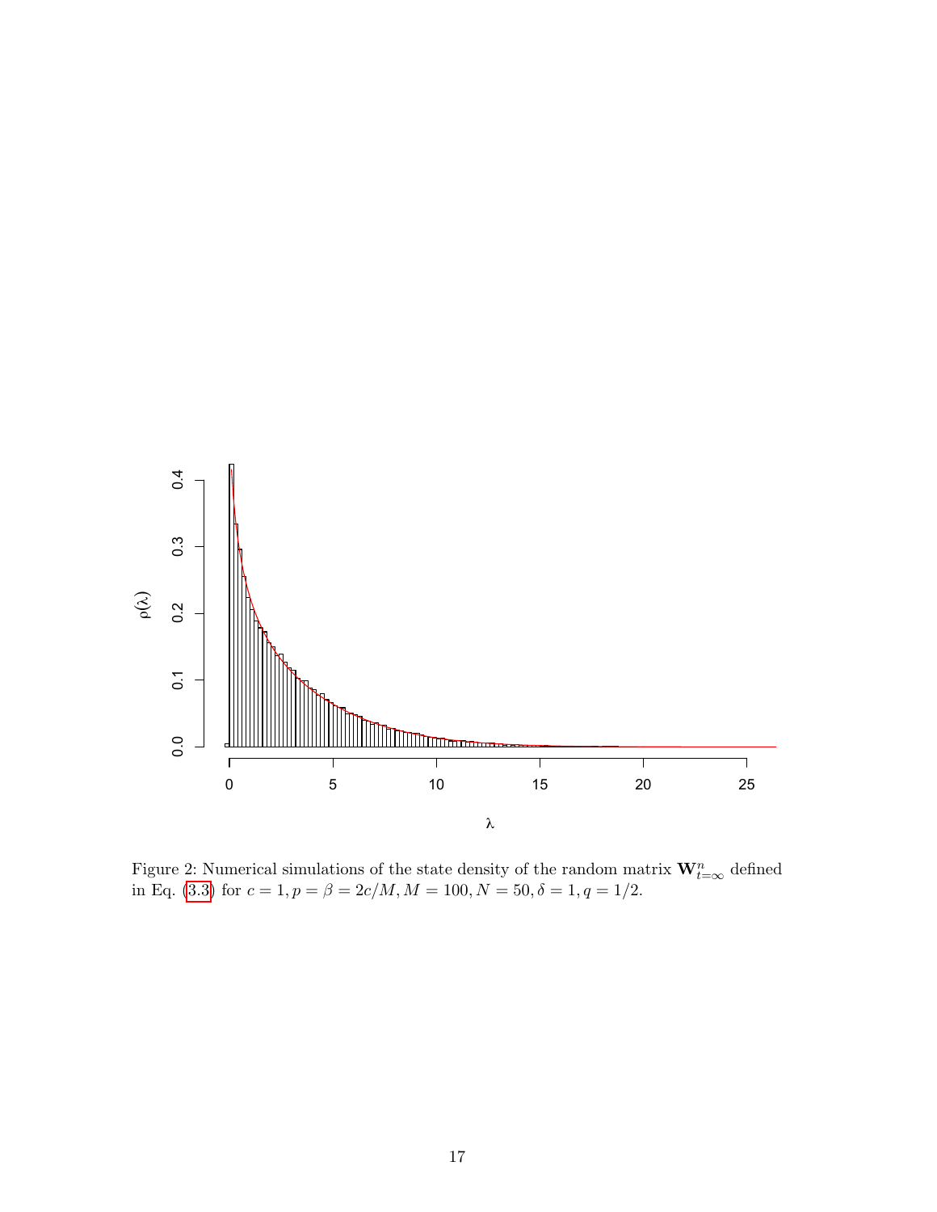Figure 2: Numerical simulations of the state density of the random matrix $\mathbf{W}^n_{t=\infty}$ defined in Eq. (3.3) for $c = 1, p = \beta = 2c/M, M = 100, N = 50, \delta = 1, q = 1/2$.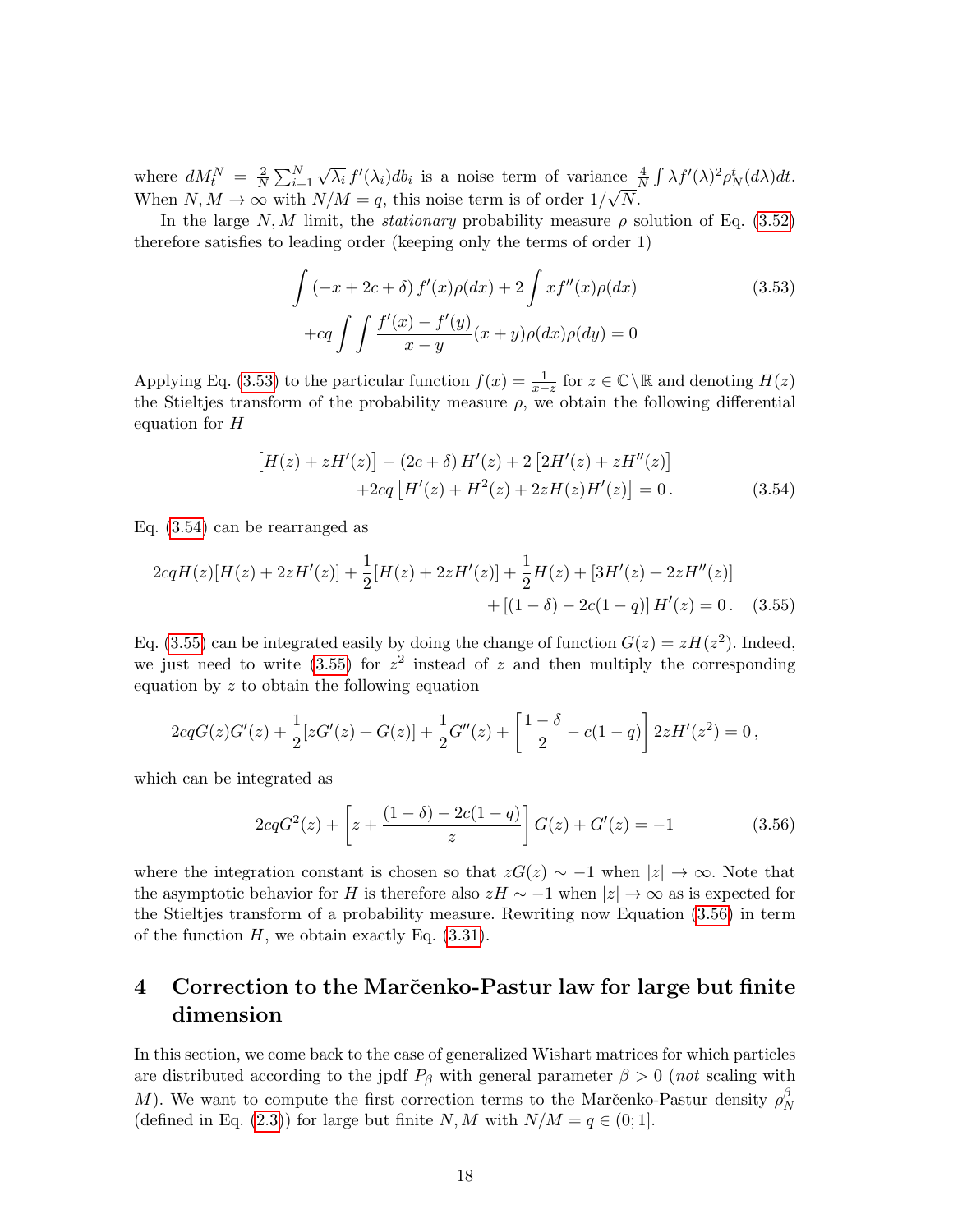where $dM_t^N = \frac{2}{N}\sum_{i=1}^N \sqrt{\lambda_i}\, f'(\lambda_i) db_i$ is a noise term of variance $\frac{4}{N}\int \lambda f'(\lambda)^2 \rho_N^t(d\lambda)dt$. When $N, M \to \infty$ with $N/M = q$, this noise term is of order $1/\sqrt{N}$.

In the large $N, M$ limit, the *stationary* probability measure $\rho$ solution of Eq. (3.52) therefore satisfies to leading order (keeping only the terms of order 1)

$$
\begin{aligned}
\int (-x + 2c + \delta)\, f'(x)\rho(dx) + 2\int x f''(x)\rho(dx) \\
+cq \int\int \frac{f'(x) - f'(y)}{x - y}(x + y)\rho(dx)\rho(dy) = 0
\end{aligned}
\tag{3.53}
$$

Applying Eq. (3.53) to the particular function $f(x) = \frac{1}{x-z}$ for $z \in \mathbb{C}\setminus\mathbb{R}$ and denoting $H(z)$ the Stieltjes transform of the probability measure $\rho$, we obtain the following differential equation for $H$

$$
\begin{aligned}
\big[H(z) + zH'(z)\big] - (2c + \delta)\, H'(z) + 2\left[2H'(z) + zH''(z)\right] \\
+2cq\left[H'(z) + H^2(z) + 2zH(z)H'(z)\right] = 0\,.
\end{aligned}
\tag{3.54}
$$

Eq. (3.54) can be rearranged as

$$
\begin{aligned}
2cqH(z)[H(z) + 2zH'(z)] + \frac{1}{2}[H(z) + 2zH'(z)] + \frac{1}{2}H(z) + [3H'(z) + 2zH''(z)] \\
+ [(1-\delta) - 2c(1-q)]\, H'(z) = 0\,.
\end{aligned}
\tag{3.55}
$$

Eq. (3.55) can be integrated easily by doing the change of function $G(z) = zH(z^2)$. Indeed, we just need to write (3.55) for $z^2$ instead of $z$ and then multiply the corresponding equation by $z$ to obtain the following equation

$$
2cqG(z)G'(z) + \frac{1}{2}[zG'(z) + G(z)] + \frac{1}{2}G''(z) + \left[\frac{1-\delta}{2} - c(1-q)\right] 2zH'(z^2) = 0\,,
$$

which can be integrated as

$$
2cqG^2(z) + \left[z + \frac{(1-\delta) - 2c(1-q)}{z}\right] G(z) + G'(z) = -1
\tag{3.56}
$$

where the integration constant is chosen so that $zG(z) \sim -1$ when $|z| \to \infty$. Note that the asymptotic behavior for $H$ is therefore also $zH \sim -1$ when $|z| \to \infty$ as is expected for the Stieltjes transform of a probability measure. Rewriting now Equation (3.56) in term of the function $H$, we obtain exactly Eq. (3.31).

# 4 Correction to the Marčenko-Pastur law for large but finite dimension

In this section, we come back to the case of generalized Wishart matrices for which particles are distributed according to the jpdf $P_\beta$ with general parameter $\beta > 0$ (*not* scaling with $M$). We want to compute the first correction terms to the Marčenko-Pastur density $\rho_N^\beta$ (defined in Eq. (2.3)) for large but finite $N, M$ with $N/M = q \in (0; 1]$.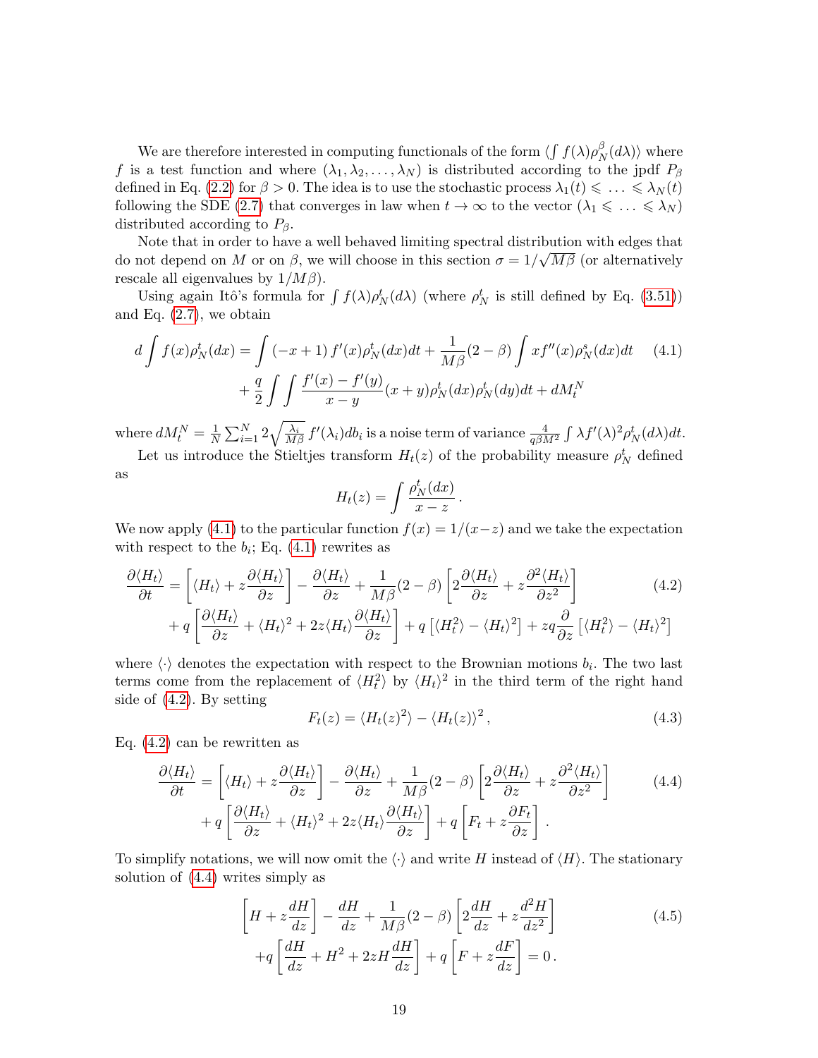We are therefore interested in computing functionals of the form $\langle \int f(\lambda)\rho_N^\beta(d\lambda)\rangle$ where $f$ is a test function and where $(\lambda_1, \lambda_2, \dots, \lambda_N)$ is distributed according to the jpdf $P_\beta$ defined in Eq. (2.2) for $\beta > 0$. The idea is to use the stochastic process $\lambda_1(t) \leqslant \dots \leqslant \lambda_N(t)$ following the SDE (2.7) that converges in law when $t \to \infty$ to the vector $(\lambda_1 \leqslant \dots \leqslant \lambda_N)$ distributed according to $P_\beta$.

Note that in order to have a well behaved limiting spectral distribution with edges that do not depend on $M$ or on $\beta$, we will choose in this section $\sigma = 1/\sqrt{M\beta}$ (or alternatively rescale all eigenvalues by $1/M\beta$).

Using again Itô's formula for $\int f(\lambda)\rho_N^t(d\lambda)$ (where $\rho_N^t$ is still defined by Eq. (3.51)) and Eq. (2.7), we obtain

$$
\begin{aligned}
d\int f(x)\rho_N^t(dx) &= \int (-x+1)\, f'(x)\rho_N^t(dx)dt + \frac{1}{M\beta}(2-\beta)\int x f''(x)\rho_N^s(dx)dt \\
&\quad + \frac{q}{2}\int\int \frac{f'(x)-f'(y)}{x-y}(x+y)\rho_N^t(dx)\rho_N^t(dy)dt + dM_t^N
\end{aligned}
\tag{4.1}
$$

where $dM_t^N = \frac{1}{N}\sum_{i=1}^N 2\sqrt{\frac{\lambda_i}{M\beta}}\, f'(\lambda_i)db_i$ is a noise term of variance $\frac{4}{q\beta M^2}\int \lambda f'(\lambda)^2\rho_N^t(d\lambda)dt$.

Let us introduce the Stieltjes transform $H_t(z)$ of the probability measure $\rho_N^t$ defined as

$$
H_t(z) = \int \frac{\rho_N^t(dx)}{x-z}\,.
$$

We now apply (4.1) to the particular function $f(x) = 1/(x-z)$ and we take the expectation with respect to the $b_i$; Eq. (4.1) rewrites as

$$
\begin{aligned}
\frac{\partial\langle H_t\rangle}{\partial t} &= \left[\langle H_t\rangle + z\frac{\partial\langle H_t\rangle}{\partial z}\right] - \frac{\partial\langle H_t\rangle}{\partial z} + \frac{1}{M\beta}(2-\beta)\left[2\frac{\partial\langle H_t\rangle}{\partial z} + z\frac{\partial^2\langle H_t\rangle}{\partial z^2}\right] \\
&\quad + q\left[\frac{\partial\langle H_t\rangle}{\partial z} + \langle H_t\rangle^2 + 2z\langle H_t\rangle\frac{\partial\langle H_t\rangle}{\partial z}\right] + q\left[\langle H_t^2\rangle - \langle H_t\rangle^2\right] + zq\frac{\partial}{\partial z}\left[\langle H_t^2\rangle - \langle H_t\rangle^2\right]
\end{aligned}
\tag{4.2}
$$

where $\langle\cdot\rangle$ denotes the expectation with respect to the Brownian motions $b_i$. The two last terms come from the replacement of $\langle H_t^2\rangle$ by $\langle H_t\rangle^2$ in the third term of the right hand side of (4.2). By setting

$$
F_t(z) = \langle H_t(z)^2\rangle - \langle H_t(z)\rangle^2\,,
\tag{4.3}
$$

Eq. (4.2) can be rewritten as

$$
\begin{aligned}
\frac{\partial\langle H_t\rangle}{\partial t} &= \left[\langle H_t\rangle + z\frac{\partial\langle H_t\rangle}{\partial z}\right] - \frac{\partial\langle H_t\rangle}{\partial z} + \frac{1}{M\beta}(2-\beta)\left[2\frac{\partial\langle H_t\rangle}{\partial z} + z\frac{\partial^2\langle H_t\rangle}{\partial z^2}\right] \\
&\quad + q\left[\frac{\partial\langle H_t\rangle}{\partial z} + \langle H_t\rangle^2 + 2z\langle H_t\rangle\frac{\partial\langle H_t\rangle}{\partial z}\right] + q\left[F_t + z\frac{\partial F_t}{\partial z}\right]\,.
\end{aligned}
\tag{4.4}
$$

To simplify notations, we will now omit the $\langle\cdot\rangle$ and write $H$ instead of $\langle H\rangle$. The stationary solution of (4.4) writes simply as

$$
\begin{aligned}
&\left[H + z\frac{dH}{dz}\right] - \frac{dH}{dz} + \frac{1}{M\beta}(2-\beta)\left[2\frac{dH}{dz} + z\frac{d^2H}{dz^2}\right] \\
&+q\left[\frac{dH}{dz} + H^2 + 2zH\frac{dH}{dz}\right] + q\left[F + z\frac{dF}{dz}\right] = 0\,.
\end{aligned}
\tag{4.5}
$$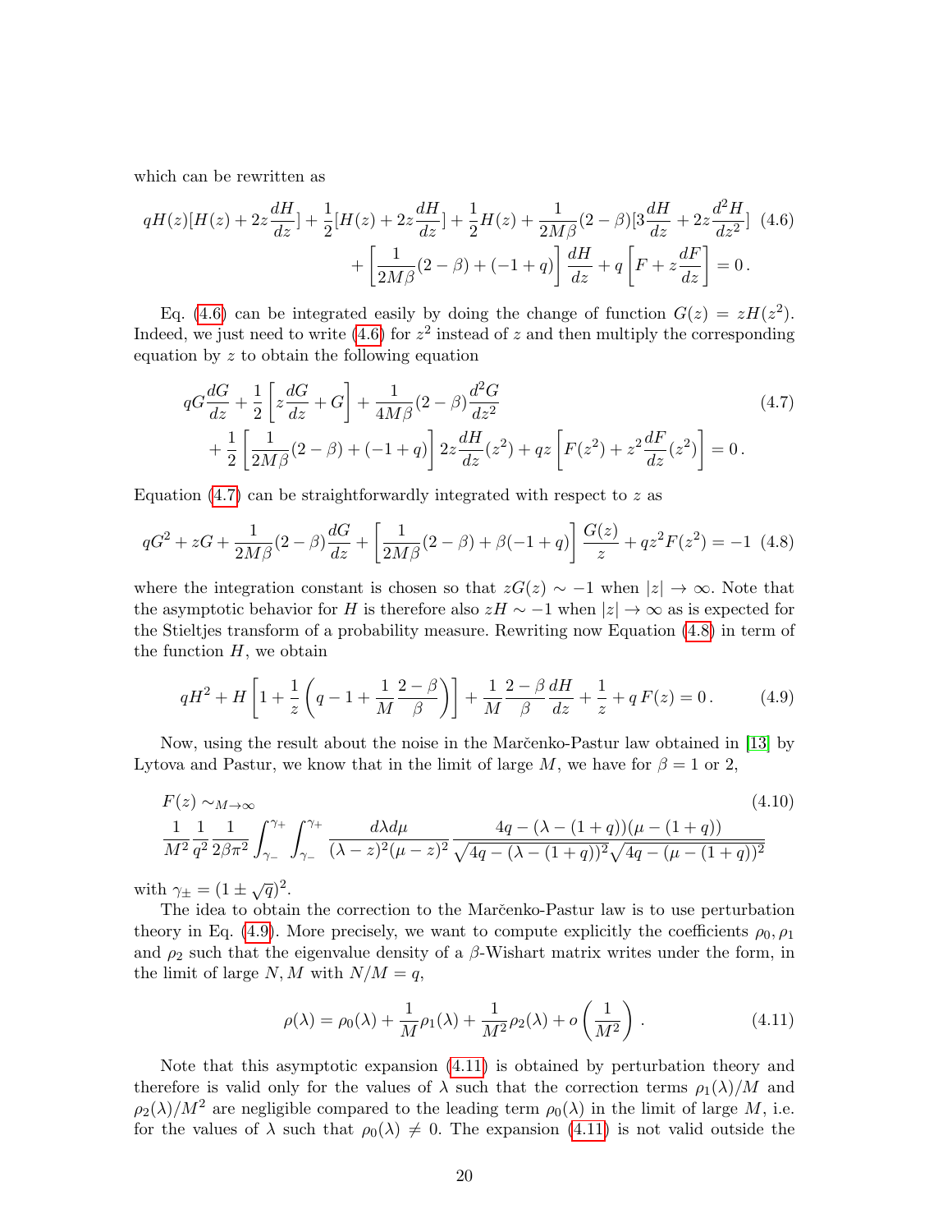which can be rewritten as

$$
qH(z)[H(z) + 2z\frac{dH}{dz}] + \frac{1}{2}[H(z) + 2z\frac{dH}{dz}] + \frac{1}{2}H(z) + \frac{1}{2M\beta}(2-\beta)[3\frac{dH}{dz} + 2z\frac{d^2H}{dz^2}] \tag{4.6}
$$
$$
+ \left[\frac{1}{2M\beta}(2-\beta) + (-1+q)\right]\frac{dH}{dz} + q\left[F + z\frac{dF}{dz}\right] = 0\,.
$$

Eq. (4.6) can be integrated easily by doing the change of function $G(z) = zH(z^2)$. Indeed, we just need to write (4.6) for $z^2$ instead of $z$ and then multiply the corresponding equation by $z$ to obtain the following equation

$$
qG\frac{dG}{dz} + \frac{1}{2}\left[z\frac{dG}{dz} + G\right] + \frac{1}{4M\beta}(2-\beta)\frac{d^2G}{dz^2} \tag{4.7}
$$
$$
+ \frac{1}{2}\left[\frac{1}{2M\beta}(2-\beta) + (-1+q)\right]2z\frac{dH}{dz}(z^2) + qz\left[F(z^2) + z^2\frac{dF}{dz}(z^2)\right] = 0\,.
$$

Equation (4.7) can be straightforwardly integrated with respect to $z$ as

$$
qG^2 + zG + \frac{1}{2M\beta}(2-\beta)\frac{dG}{dz} + \left[\frac{1}{2M\beta}(2-\beta) + \beta(-1+q)\right]\frac{G(z)}{z} + qz^2F(z^2) = -1 \tag{4.8}
$$

where the integration constant is chosen so that $zG(z) \sim -1$ when $|z| \to \infty$. Note that the asymptotic behavior for $H$ is therefore also $zH \sim -1$ when $|z| \to \infty$ as is expected for the Stieltjes transform of a probability measure. Rewriting now Equation (4.8) in term of the function $H$, we obtain

$$
qH^2 + H\left[1 + \frac{1}{z}\left(q - 1 + \frac{1}{M}\frac{2-\beta}{\beta}\right)\right] + \frac{1}{M}\frac{2-\beta}{\beta}\frac{dH}{dz} + \frac{1}{z} + q\,F(z) = 0\,. \tag{4.9}
$$

Now, using the result about the noise in the Marčenko-Pastur law obtained in [13] by Lytova and Pastur, we know that in the limit of large $M$, we have for $\beta = 1$ or $2$,

$$
F(z) \sim_{M\to\infty} \tag{4.10}
$$
$$
\frac{1}{M^2}\frac{1}{q^2}\frac{1}{2\beta\pi^2}\int_{\gamma_-}^{\gamma_+}\int_{\gamma_-}^{\gamma_+}\frac{d\lambda d\mu}{(\lambda-z)^2(\mu-z)^2}\frac{4q - (\lambda-(1+q))(\mu-(1+q))}{\sqrt{4q-(\lambda-(1+q))^2}\sqrt{4q-(\mu-(1+q))^2}}
$$

with $\gamma_\pm = (1\pm\sqrt{q})^2$.

The idea to obtain the correction to the Marčenko-Pastur law is to use perturbation theory in Eq. (4.9). More precisely, we want to compute explicitly the coefficients $\rho_0, \rho_1$ and $\rho_2$ such that the eigenvalue density of a $\beta$-Wishart matrix writes under the form, in the limit of large $N, M$ with $N/M = q$,

$$
\rho(\lambda) = \rho_0(\lambda) + \frac{1}{M}\rho_1(\lambda) + \frac{1}{M^2}\rho_2(\lambda) + o\left(\frac{1}{M^2}\right)\,. \tag{4.11}
$$

Note that this asymptotic expansion (4.11) is obtained by perturbation theory and therefore is valid only for the values of $\lambda$ such that the correction terms $\rho_1(\lambda)/M$ and $\rho_2(\lambda)/M^2$ are negligible compared to the leading term $\rho_0(\lambda)$ in the limit of large $M$, i.e. for the values of $\lambda$ such that $\rho_0(\lambda) \neq 0$. The expansion (4.11) is not valid outside the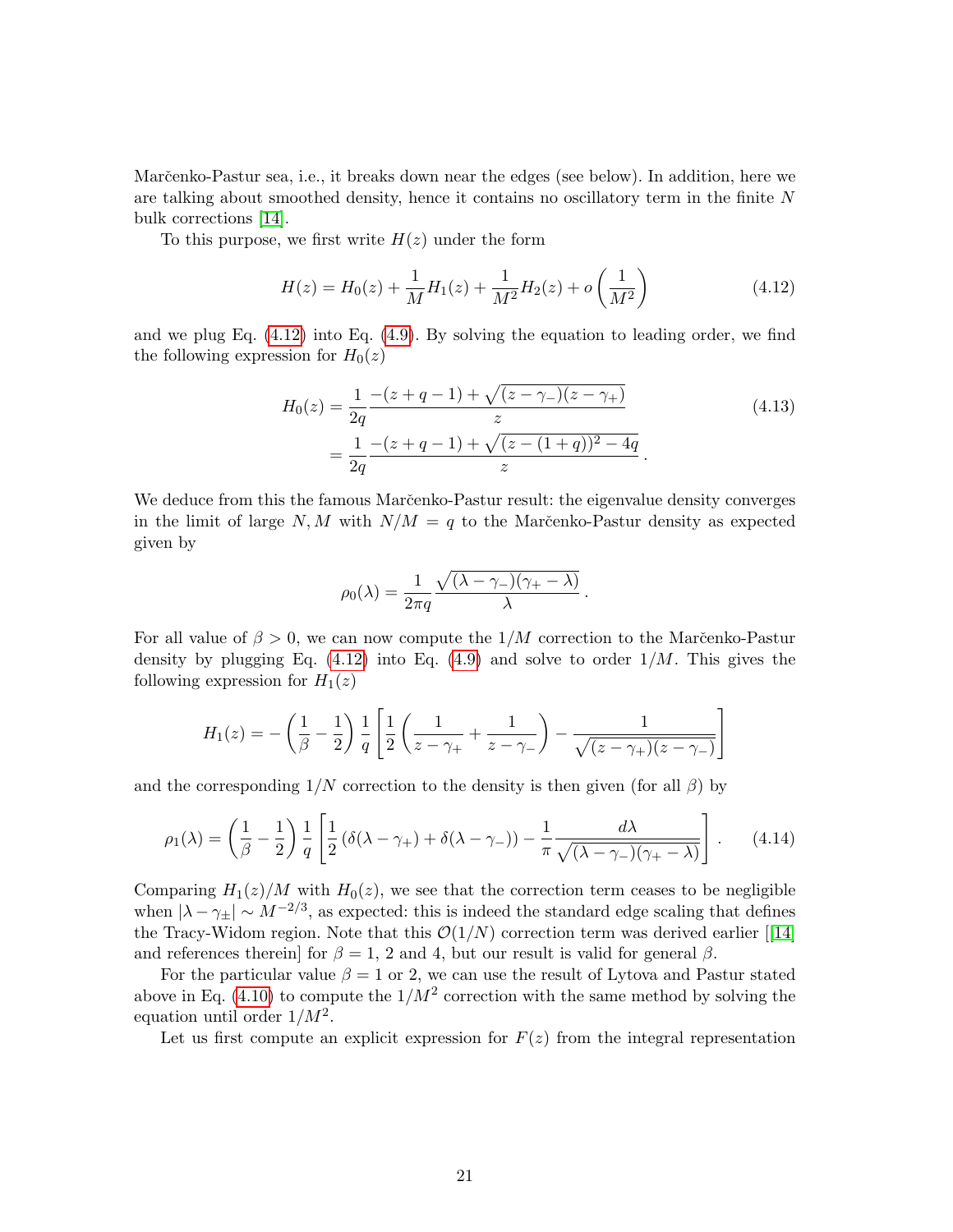Marčenko-Pastur sea, i.e., it breaks down near the edges (see below). In addition, here we are talking about smoothed density, hence it contains no oscillatory term in the finite $N$ bulk corrections [14].

To this purpose, we first write $H(z)$ under the form

$$H(z) = H_0(z) + \frac{1}{M}H_1(z) + \frac{1}{M^2}H_2(z) + o\left(\frac{1}{M^2}\right) \tag{4.12}$$

and we plug Eq. (4.12) into Eq. (4.9). By solving the equation to leading order, we find the following expression for $H_0(z)$

$$\begin{aligned} H_0(z) &= \frac{1}{2q}\frac{-(z+q-1)+\sqrt{(z-\gamma_-)(z-\gamma_+)}}{z} \\ &= \frac{1}{2q}\frac{-(z+q-1)+\sqrt{(z-(1+q))^2-4q}}{z}\,. \end{aligned} \tag{4.13}$$

We deduce from this the famous Marčenko-Pastur result: the eigenvalue density converges in the limit of large $N, M$ with $N/M = q$ to the Marčenko-Pastur density as expected given by

$$\rho_0(\lambda) = \frac{1}{2\pi q}\frac{\sqrt{(\lambda-\gamma_-)(\gamma_+-\lambda)}}{\lambda}\,.$$

For all value of $\beta > 0$, we can now compute the $1/M$ correction to the Marčenko-Pastur density by plugging Eq. (4.12) into Eq. (4.9) and solve to order $1/M$. This gives the following expression for $H_1(z)$

$$H_1(z) = -\left(\frac{1}{\beta}-\frac{1}{2}\right)\frac{1}{q}\left[\frac{1}{2}\left(\frac{1}{z-\gamma_+}+\frac{1}{z-\gamma_-}\right) - \frac{1}{\sqrt{(z-\gamma_+)(z-\gamma_-)}}\right]$$

and the corresponding $1/N$ correction to the density is then given (for all $\beta$) by

$$\rho_1(\lambda) = \left(\frac{1}{\beta}-\frac{1}{2}\right)\frac{1}{q}\left[\frac{1}{2}\left(\delta(\lambda-\gamma_+)+\delta(\lambda-\gamma_-)\right) - \frac{1}{\pi}\frac{d\lambda}{\sqrt{(\lambda-\gamma_-)(\gamma_+-\lambda)}}\right]. \tag{4.14}$$

Comparing $H_1(z)/M$ with $H_0(z)$, we see that the correction term ceases to be negligible when $|\lambda-\gamma_\pm| \sim M^{-2/3}$, as expected: this is indeed the standard edge scaling that defines the Tracy-Widom region. Note that this $\mathcal{O}(1/N)$ correction term was derived earlier [[14] and references therein] for $\beta = 1$, 2 and 4, but our result is valid for general $\beta$.

For the particular value $\beta = 1$ or 2, we can use the result of Lytova and Pastur stated above in Eq. (4.10) to compute the $1/M^2$ correction with the same method by solving the equation until order $1/M^2$.

Let us first compute an explicit expression for $F(z)$ from the integral representation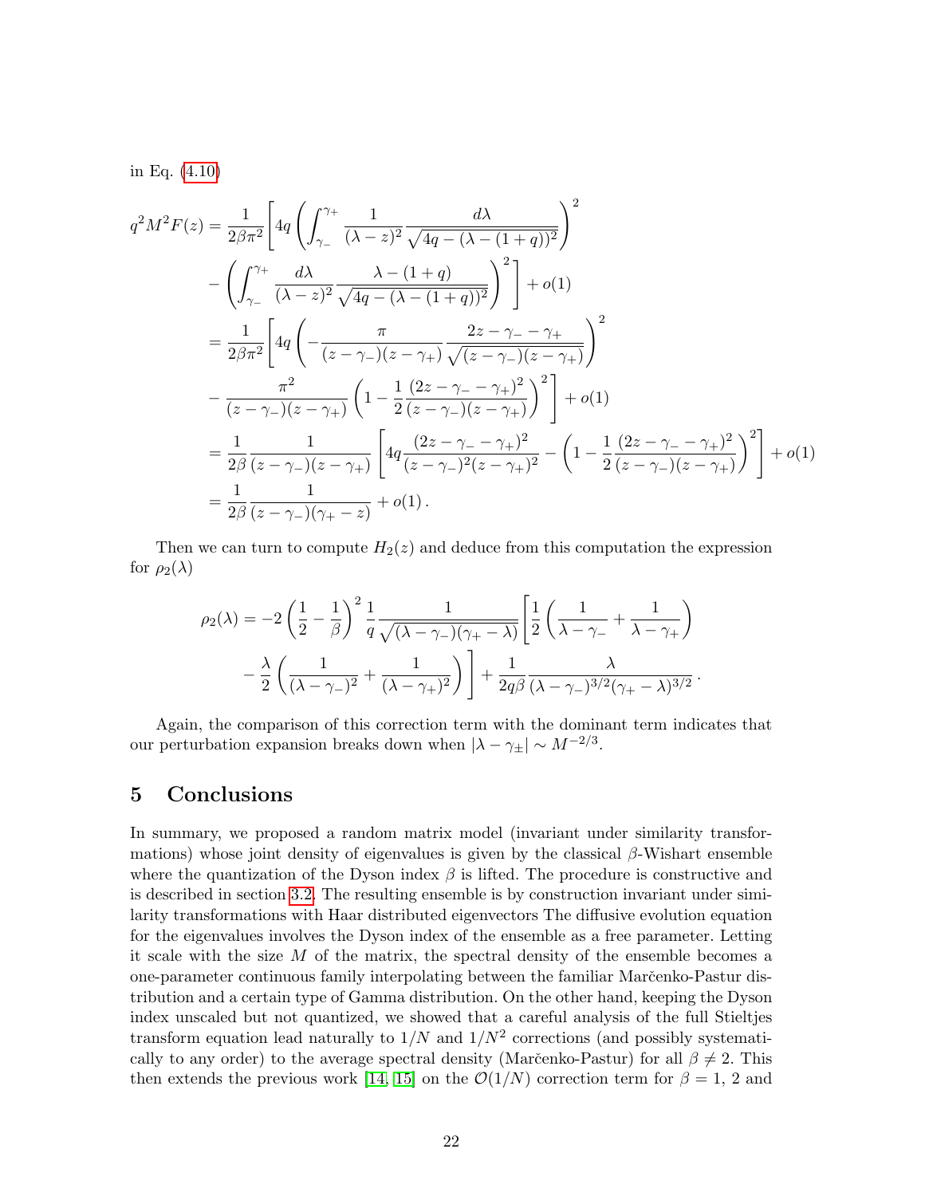in Eq. (4.10)

$$
\begin{aligned}
q^2 M^2 F(z) &= \frac{1}{2\beta\pi^2}\Bigg[4q\left(\int_{\gamma_-}^{\gamma_+}\frac{1}{(\lambda-z)^2}\frac{d\lambda}{\sqrt{4q-(\lambda-(1+q))^2}}\right)^2 \\
&\quad - \left(\int_{\gamma_-}^{\gamma_+}\frac{d\lambda}{(\lambda-z)^2}\frac{\lambda-(1+q)}{\sqrt{4q-(\lambda-(1+q))^2}}\right)^2\Bigg] + o(1) \\
&= \frac{1}{2\beta\pi^2}\Bigg[4q\left(-\frac{\pi}{(z-\gamma_-)(z-\gamma_+)}\frac{2z-\gamma_--\gamma_+}{\sqrt{(z-\gamma_-)(z-\gamma_+)}}\right)^2 \\
&\quad - \frac{\pi^2}{(z-\gamma_-)(z-\gamma_+)}\left(1-\frac{1}{2}\frac{(2z-\gamma_--\gamma_+)^2}{(z-\gamma_-)(z-\gamma_+)}\right)^2\Bigg] + o(1) \\
&= \frac{1}{2\beta}\frac{1}{(z-\gamma_-)(z-\gamma_+)}\left[4q\frac{(2z-\gamma_--\gamma_+)^2}{(z-\gamma_-)^2(z-\gamma_+)^2} - \left(1-\frac{1}{2}\frac{(2z-\gamma_--\gamma_+)^2}{(z-\gamma_-)(z-\gamma_+)}\right)^2\right] + o(1) \\
&= \frac{1}{2\beta}\frac{1}{(z-\gamma_-)(\gamma_+-z)} + o(1)\,.
\end{aligned}
$$

Then we can turn to compute $H_2(z)$ and deduce from this computation the expression for $\rho_2(\lambda)$

$$
\begin{aligned}
\rho_2(\lambda) &= -2\left(\frac{1}{2}-\frac{1}{\beta}\right)^2\frac{1}{q}\frac{1}{\sqrt{(\lambda-\gamma_-)(\gamma_+-\lambda)}}\left[\frac{1}{2}\left(\frac{1}{\lambda-\gamma_-}+\frac{1}{\lambda-\gamma_+}\right)\right. \\
&\quad \left. - \frac{\lambda}{2}\left(\frac{1}{(\lambda-\gamma_-)^2}+\frac{1}{(\lambda-\gamma_+)^2}\right)\right] + \frac{1}{2q\beta}\frac{\lambda}{(\lambda-\gamma_-)^{3/2}(\gamma_+-\lambda)^{3/2}}\,.
\end{aligned}
$$

Again, the comparison of this correction term with the dominant term indicates that our perturbation expansion breaks down when $|\lambda-\gamma_\pm| \sim M^{-2/3}$.

## 5 Conclusions

In summary, we proposed a random matrix model (invariant under similarity transformations) whose joint density of eigenvalues is given by the classical $\beta$-Wishart ensemble where the quantization of the Dyson index $\beta$ is lifted. The procedure is constructive and is described in section 3.2. The resulting ensemble is by construction invariant under similarity transformations with Haar distributed eigenvectors The diffusive evolution equation for the eigenvalues involves the Dyson index of the ensemble as a free parameter. Letting it scale with the size $M$ of the matrix, the spectral density of the ensemble becomes a one-parameter continuous family interpolating between the familiar Marčenko-Pastur distribution and a certain type of Gamma distribution. On the other hand, keeping the Dyson index unscaled but not quantized, we showed that a careful analysis of the full Stieltjes transform equation lead naturally to $1/N$ and $1/N^2$ corrections (and possibly systematically to any order) to the average spectral density (Marčenko-Pastur) for all $\beta \neq 2$. This then extends the previous work [14, 15] on the $\mathcal{O}(1/N)$ correction term for $\beta = 1$, 2 and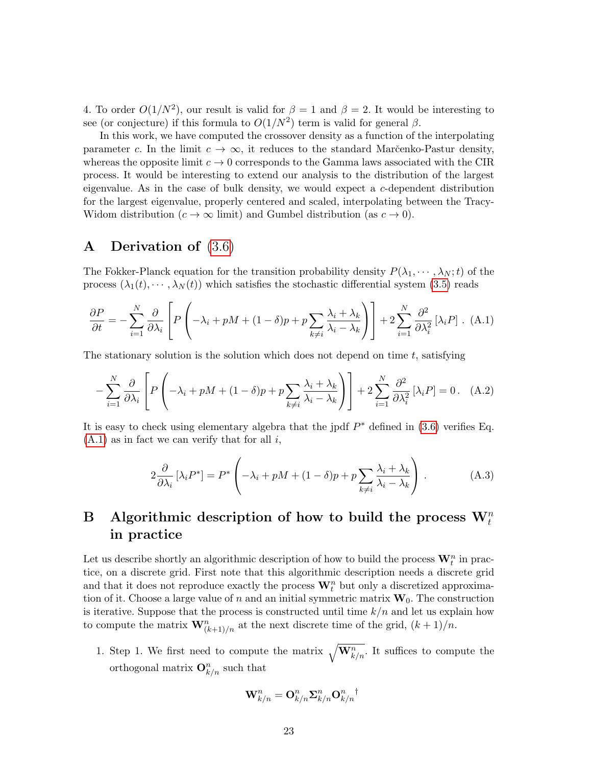4. To order $O(1/N^2)$, our result is valid for $\beta = 1$ and $\beta = 2$. It would be interesting to see (or conjecture) if this formula to $O(1/N^2)$ term is valid for general $\beta$.

In this work, we have computed the crossover density as a function of the interpolating parameter $c$. In the limit $c \to \infty$, it reduces to the standard Marčenko-Pastur density, whereas the opposite limit $c \to 0$ corresponds to the Gamma laws associated with the CIR process. It would be interesting to extend our analysis to the distribution of the largest eigenvalue. As in the case of bulk density, we would expect a $c$-dependent distribution for the largest eigenvalue, properly centered and scaled, interpolating between the Tracy-Widom distribution ($c \to \infty$ limit) and Gumbel distribution (as $c \to 0$).

# A Derivation of (3.6)

The Fokker-Planck equation for the transition probability density $P(\lambda_1, \cdots, \lambda_N; t)$ of the process $(\lambda_1(t), \cdots, \lambda_N(t))$ which satisfies the stochastic differential system (3.5) reads

$$\frac{\partial P}{\partial t} = -\sum_{i=1}^{N} \frac{\partial}{\partial \lambda_i}\left[P\left(-\lambda_i + pM + (1-\delta)p + p\sum_{k\neq i}\frac{\lambda_i + \lambda_k}{\lambda_i - \lambda_k}\right)\right] + 2\sum_{i=1}^{N}\frac{\partial^2}{\partial \lambda_i^2}\left[\lambda_i P\right]. \quad \text{(A.1)}$$

The stationary solution is the solution which does not depend on time $t$, satisfying

$$-\sum_{i=1}^{N} \frac{\partial}{\partial \lambda_i}\left[P\left(-\lambda_i + pM + (1-\delta)p + p\sum_{k\neq i}\frac{\lambda_i + \lambda_k}{\lambda_i - \lambda_k}\right)\right] + 2\sum_{i=1}^{N}\frac{\partial^2}{\partial \lambda_i^2}\left[\lambda_i P\right] = 0\,. \quad \text{(A.2)}$$

It is easy to check using elementary algebra that the jpdf $P^*$ defined in (3.6) verifies Eq. (A.1) as in fact we can verify that for all $i$,

$$2\frac{\partial}{\partial \lambda_i}\left[\lambda_i P^*\right] = P^*\left(-\lambda_i + pM + (1-\delta)p + p\sum_{k\neq i}\frac{\lambda_i + \lambda_k}{\lambda_i - \lambda_k}\right). \quad \text{(A.3)}$$

# B Algorithmic description of how to build the process $\mathbf{W}_t^n$ in practice

Let us describe shortly an algorithmic description of how to build the process $\mathbf{W}_t^n$ in practice, on a discrete grid. First note that this algorithmic description needs a discrete grid and that it does not reproduce exactly the process $\mathbf{W}_t^n$ but only a discretized approximation of it. Choose a large value of $n$ and an initial symmetric matrix $\mathbf{W}_0$. The construction is iterative. Suppose that the process is constructed until time $k/n$ and let us explain how to compute the matrix $\mathbf{W}_{(k+1)/n}^n$ at the next discrete time of the grid, $(k+1)/n$.

1. Step 1. We first need to compute the matrix $\sqrt{\mathbf{W}_{k/n}^n}$. It suffices to compute the orthogonal matrix $\mathbf{O}_{k/n}^n$ such that

$$\mathbf{W}_{k/n}^n = \mathbf{O}_{k/n}^n \mathbf{\Sigma}_{k/n}^n {\mathbf{O}_{k/n}^n}^\dagger$$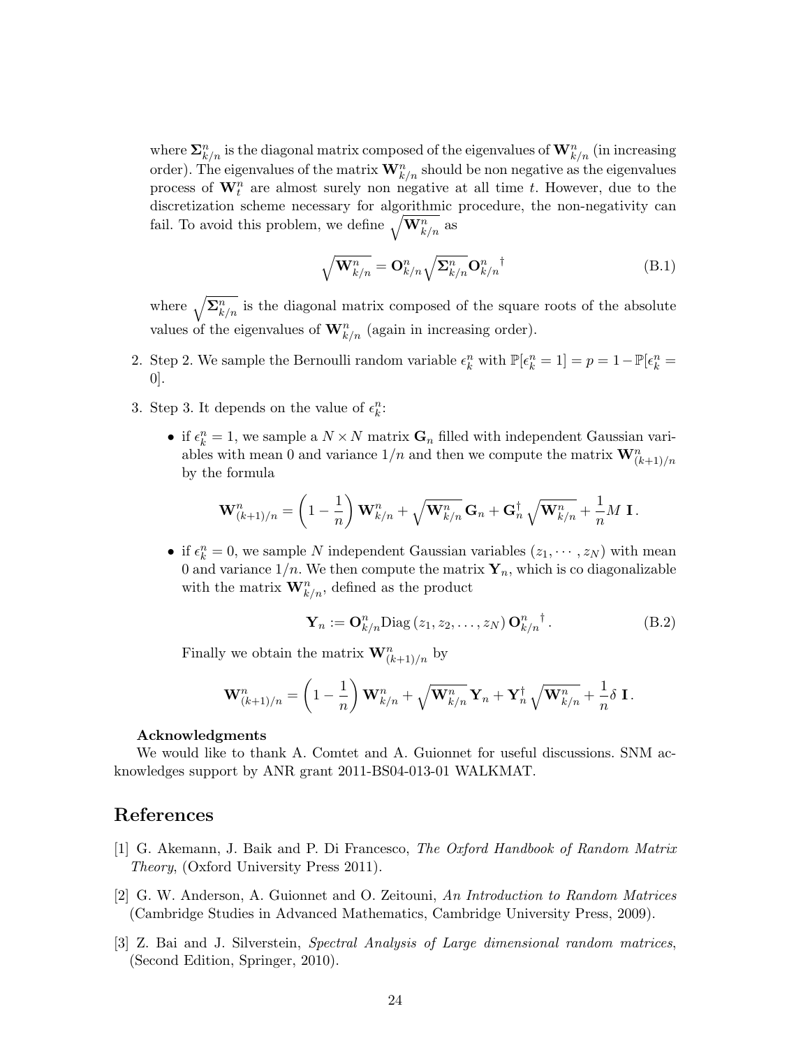where $\mathbf{\Sigma}^n_{k/n}$ is the diagonal matrix composed of the eigenvalues of $\mathbf{W}^n_{k/n}$ (in increasing order). The eigenvalues of the matrix $\mathbf{W}^n_{k/n}$ should be non negative as the eigenvalues process of $\mathbf{W}^n_t$ are almost surely non negative at all time $t$. However, due to the discretization scheme necessary for algorithmic procedure, the non-negativity can fail. To avoid this problem, we define $\sqrt{\mathbf{W}^n_{k/n}}$ as

$$\sqrt{\mathbf{W}^n_{k/n}} = \mathbf{O}^n_{k/n} \sqrt{\mathbf{\Sigma}^n_{k/n}} \mathbf{O}^n_{k/n}{}^{\dagger} \tag{B.1}$$

where $\sqrt{\mathbf{\Sigma}^n_{k/n}}$ is the diagonal matrix composed of the square roots of the absolute values of the eigenvalues of $\mathbf{W}^n_{k/n}$ (again in increasing order).

2. Step 2. We sample the Bernoulli random variable $\epsilon^n_k$ with $\mathbb{P}[\epsilon^n_k = 1] = p = 1 - \mathbb{P}[\epsilon^n_k = 0]$.

3. Step 3. It depends on the value of $\epsilon^n_k$:

   - if $\epsilon^n_k = 1$, we sample a $N \times N$ matrix $\mathbf{G}_n$ filled with independent Gaussian variables with mean 0 and variance $1/n$ and then we compute the matrix $\mathbf{W}^n_{(k+1)/n}$ by the formula

   $$\mathbf{W}^n_{(k+1)/n} = \left(1 - \frac{1}{n}\right) \mathbf{W}^n_{k/n} + \sqrt{\mathbf{W}^n_{k/n}}\, \mathbf{G}_n + \mathbf{G}^{\dagger}_n \sqrt{\mathbf{W}^n_{k/n}} + \frac{1}{n} M \ \mathbf{I}\,.$$

   - if $\epsilon^n_k = 0$, we sample $N$ independent Gaussian variables $(z_1, \cdots, z_N)$ with mean 0 and variance $1/n$. We then compute the matrix $\mathbf{Y}_n$, which is co diagonalizable with the matrix $\mathbf{W}^n_{k/n}$, defined as the product

   $$\mathbf{Y}_n := \mathbf{O}^n_{k/n} \mathrm{Diag}\left(z_1, z_2, \ldots, z_N\right) \mathbf{O}^n_{k/n}{}^{\dagger}\,. \tag{B.2}$$

   Finally we obtain the matrix $\mathbf{W}^n_{(k+1)/n}$ by

   $$\mathbf{W}^n_{(k+1)/n} = \left(1 - \frac{1}{n}\right) \mathbf{W}^n_{k/n} + \sqrt{\mathbf{W}^n_{k/n}}\, \mathbf{Y}_n + \mathbf{Y}^{\dagger}_n \sqrt{\mathbf{W}^n_{k/n}} + \frac{1}{n} \delta \ \mathbf{I}\,.$$

**Acknowledgments**

We would like to thank A. Comtet and A. Guionnet for useful discussions. SNM acknowledges support by ANR grant 2011-BS04-013-01 WALKMAT.

## References

[1] G. Akemann, J. Baik and P. Di Francesco, *The Oxford Handbook of Random Matrix Theory*, (Oxford University Press 2011).

[2] G. W. Anderson, A. Guionnet and O. Zeitouni, *An Introduction to Random Matrices* (Cambridge Studies in Advanced Mathematics, Cambridge University Press, 2009).

[3] Z. Bai and J. Silverstein, *Spectral Analysis of Large dimensional random matrices*, (Second Edition, Springer, 2010).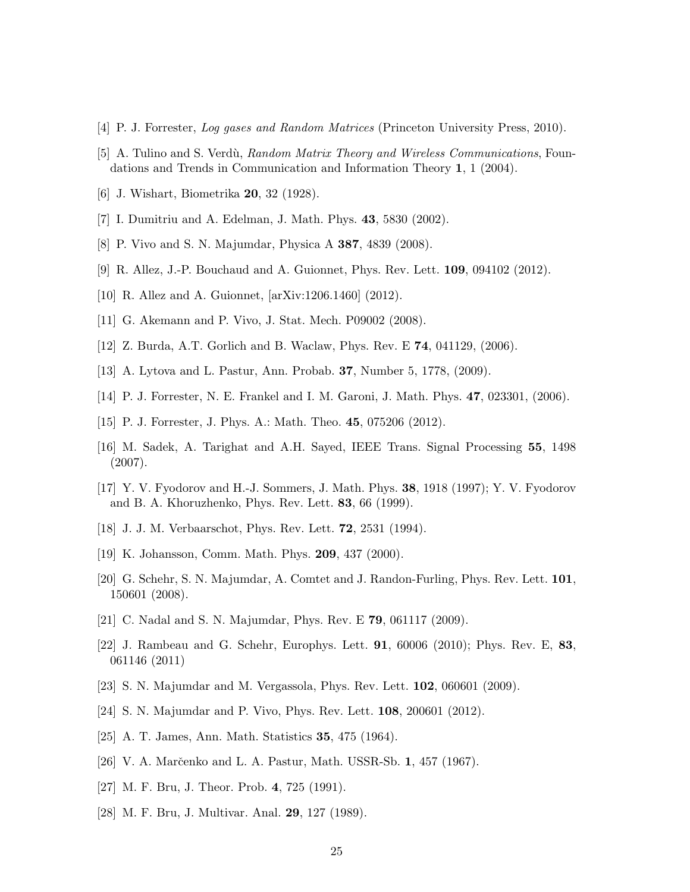[4] P. J. Forrester, *Log gases and Random Matrices* (Princeton University Press, 2010).

[5] A. Tulino and S. Verdù, *Random Matrix Theory and Wireless Communications*, Foundations and Trends in Communication and Information Theory **1**, 1 (2004).

[6] J. Wishart, Biometrika **20**, 32 (1928).

[7] I. Dumitriu and A. Edelman, J. Math. Phys. **43**, 5830 (2002).

[8] P. Vivo and S. N. Majumdar, Physica A **387**, 4839 (2008).

[9] R. Allez, J.-P. Bouchaud and A. Guionnet, Phys. Rev. Lett. **109**, 094102 (2012).

[10] R. Allez and A. Guionnet, [arXiv:1206.1460] (2012).

[11] G. Akemann and P. Vivo, J. Stat. Mech. P09002 (2008).

[12] Z. Burda, A.T. Gorlich and B. Waclaw, Phys. Rev. E **74**, 041129, (2006).

[13] A. Lytova and L. Pastur, Ann. Probab. **37**, Number 5, 1778, (2009).

[14] P. J. Forrester, N. E. Frankel and I. M. Garoni, J. Math. Phys. **47**, 023301, (2006).

[15] P. J. Forrester, J. Phys. A.: Math. Theo. **45**, 075206 (2012).

[16] M. Sadek, A. Tarighat and A.H. Sayed, IEEE Trans. Signal Processing **55**, 1498 (2007).

[17] Y. V. Fyodorov and H.-J. Sommers, J. Math. Phys. **38**, 1918 (1997); Y. V. Fyodorov and B. A. Khoruzhenko, Phys. Rev. Lett. **83**, 66 (1999).

[18] J. J. M. Verbaarschot, Phys. Rev. Lett. **72**, 2531 (1994).

[19] K. Johansson, Comm. Math. Phys. **209**, 437 (2000).

[20] G. Schehr, S. N. Majumdar, A. Comtet and J. Randon-Furling, Phys. Rev. Lett. **101**, 150601 (2008).

[21] C. Nadal and S. N. Majumdar, Phys. Rev. E **79**, 061117 (2009).

[22] J. Rambeau and G. Schehr, Europhys. Lett. **91**, 60006 (2010); Phys. Rev. E, **83**, 061146 (2011)

[23] S. N. Majumdar and M. Vergassola, Phys. Rev. Lett. **102**, 060601 (2009).

[24] S. N. Majumdar and P. Vivo, Phys. Rev. Lett. **108**, 200601 (2012).

[25] A. T. James, Ann. Math. Statistics **35**, 475 (1964).

[26] V. A. Marčenko and L. A. Pastur, Math. USSR-Sb. **1**, 457 (1967).

[27] M. F. Bru, J. Theor. Prob. **4**, 725 (1991).

[28] M. F. Bru, J. Multivar. Anal. **29**, 127 (1989).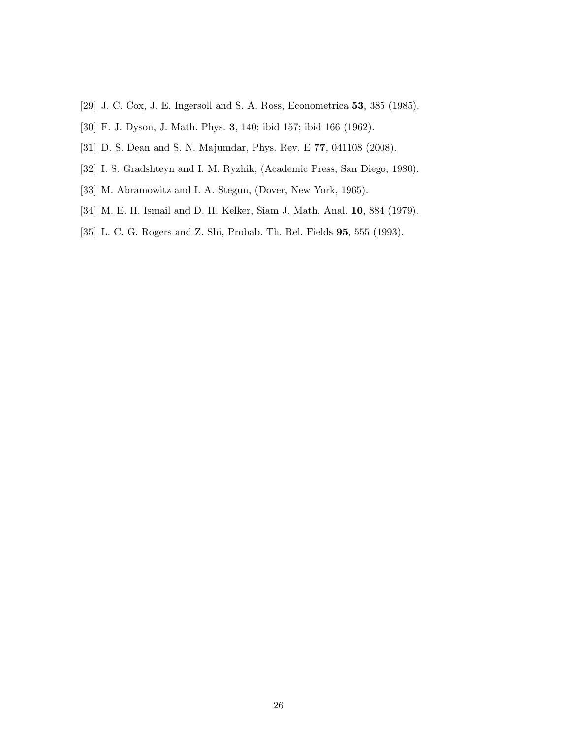[29] J. C. Cox, J. E. Ingersoll and S. A. Ross, Econometrica **53**, 385 (1985).

[30] F. J. Dyson, J. Math. Phys. **3**, 140; ibid 157; ibid 166 (1962).

[31] D. S. Dean and S. N. Majumdar, Phys. Rev. E **77**, 041108 (2008).

[32] I. S. Gradshteyn and I. M. Ryzhik, (Academic Press, San Diego, 1980).

[33] M. Abramowitz and I. A. Stegun, (Dover, New York, 1965).

[34] M. E. H. Ismail and D. H. Kelker, Siam J. Math. Anal. **10**, 884 (1979).

[35] L. C. G. Rogers and Z. Shi, Probab. Th. Rel. Fields **95**, 555 (1993).